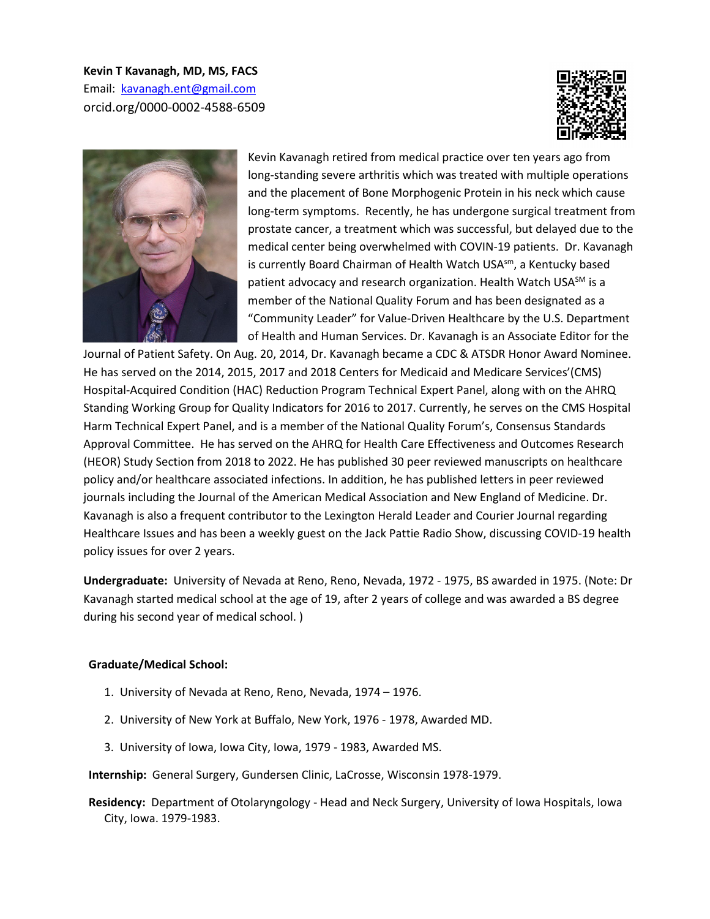**Kevin T Kavanagh, MD, MS, FACS**
Email: [kavanagh.ent@gmail.com](mailto:kavanagh.ent@gmail.com)
orcid.org/0000-0002-4588-6509

Kevin Kavanagh retired from medical practice over ten years ago from long-standing severe arthritis which was treated with multiple operations and the placement of Bone Morphogenic Protein in his neck which cause long-term symptoms. Recently, he has undergone surgical treatment from prostate cancer, a treatment which was successful, but delayed due to the medical center being overwhelmed with COVIN-19 patients. Dr. Kavanagh is currently Board Chairman of Health Watch USA[sm], a Kentucky based patient advocacy and research organization. Health Watch USA[SM] is a member of the National Quality Forum and has been designated as a "Community Leader" for Value-Driven Healthcare by the U.S. Department of Health and Human Services. Dr. Kavanagh is an Associate Editor for the Journal of Patient Safety. On Aug. 20, 2014, Dr. Kavanagh became a CDC & ATSDR Honor Award Nominee. He has served on the 2014, 2015, 2017 and 2018 Centers for Medicaid and Medicare Services'(CMS) Hospital-Acquired Condition (HAC) Reduction Program Technical Expert Panel, along with on the AHRQ Standing Working Group for Quality Indicators for 2016 to 2017. Currently, he serves on the CMS Hospital Harm Technical Expert Panel, and is a member of the National Quality Forum's, Consensus Standards Approval Committee. He has served on the AHRQ for Health Care Effectiveness and Outcomes Research (HEOR) Study Section from 2018 to 2022. He has published 30 peer reviewed manuscripts on healthcare policy and/or healthcare associated infections. In addition, he has published letters in peer reviewed journals including the Journal of the American Medical Association and New England of Medicine. Dr. Kavanagh is also a frequent contributor to the Lexington Herald Leader and Courier Journal regarding Healthcare Issues and has been a weekly guest on the Jack Pattie Radio Show, discussing COVID-19 health policy issues for over 2 years.

**Undergraduate:** University of Nevada at Reno, Reno, Nevada, 1972 - 1975, BS awarded in 1975. (Note: Dr Kavanagh started medical school at the age of 19, after 2 years of college and was awarded a BS degree during his second year of medical school. )

**Graduate/Medical School:**

1. University of Nevada at Reno, Reno, Nevada, 1974 – 1976.
2. University of New York at Buffalo, New York, 1976 - 1978, Awarded MD.
3. University of Iowa, Iowa City, Iowa, 1979 - 1983, Awarded MS.

**Internship:** General Surgery, Gundersen Clinic, LaCrosse, Wisconsin 1978-1979.

**Residency:** Department of Otolaryngology - Head and Neck Surgery, University of Iowa Hospitals, Iowa City, Iowa. 1979-1983.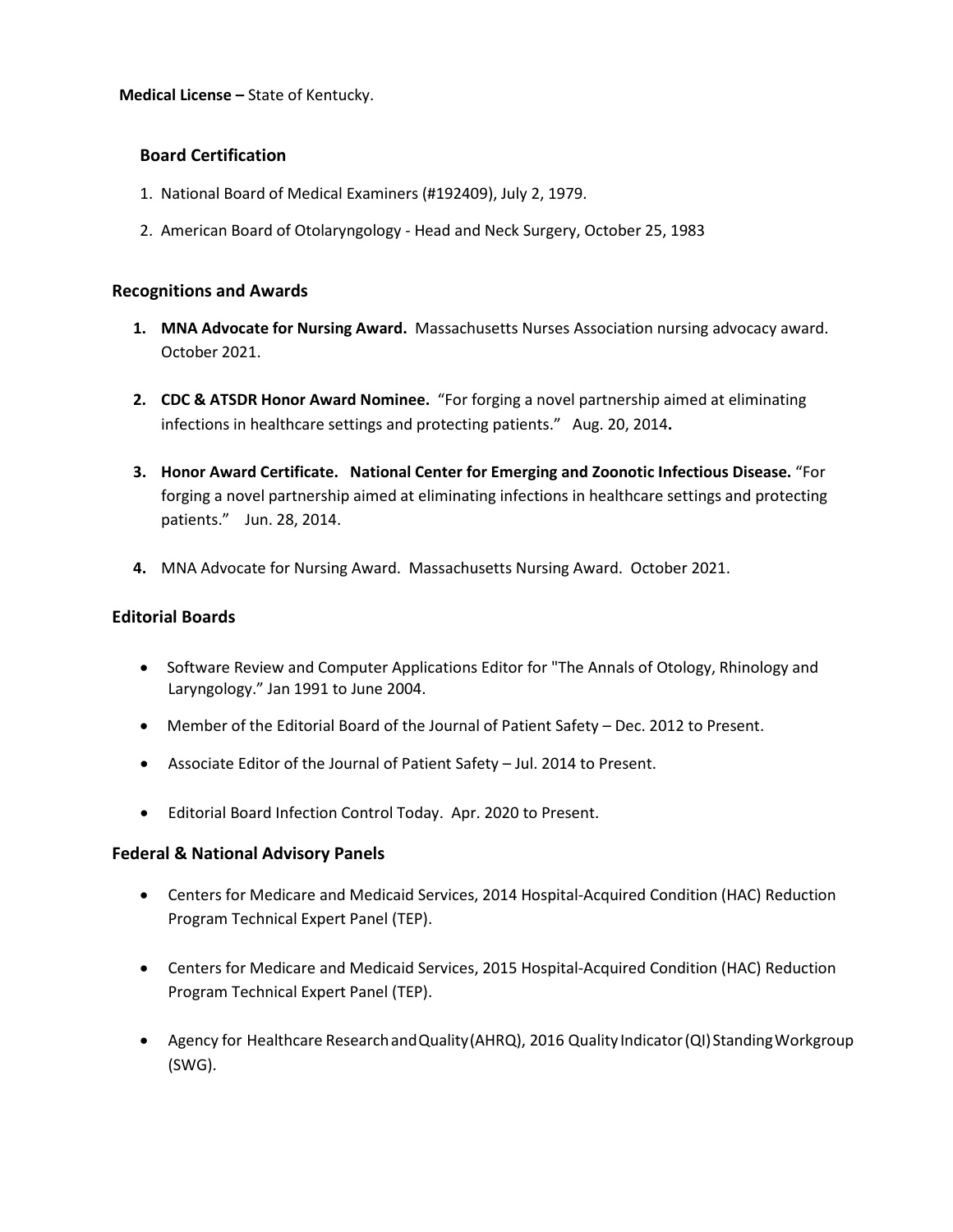**Medical License –** State of Kentucky.

### Board Certification

1. National Board of Medical Examiners (#192409), July 2, 1979.
2. American Board of Otolaryngology - Head and Neck Surgery, October 25, 1983

### Recognitions and Awards

1. **MNA Advocate for Nursing Award.** Massachusetts Nurses Association nursing advocacy award. October 2021.

2. **CDC & ATSDR Honor Award Nominee.** "For forging a novel partnership aimed at eliminating infections in healthcare settings and protecting patients." Aug. 20, 2014**.**

3. **Honor Award Certificate. National Center for Emerging and Zoonotic Infectious Disease.** "For forging a novel partnership aimed at eliminating infections in healthcare settings and protecting patients." Jun. 28, 2014.

4. MNA Advocate for Nursing Award. Massachusetts Nursing Award. October 2021.

### Editorial Boards

- Software Review and Computer Applications Editor for "The Annals of Otology, Rhinology and Laryngology." Jan 1991 to June 2004.
- Member of the Editorial Board of the Journal of Patient Safety – Dec. 2012 to Present.
- Associate Editor of the Journal of Patient Safety – Jul. 2014 to Present.
- Editorial Board Infection Control Today. Apr. 2020 to Present.

### Federal & National Advisory Panels

- Centers for Medicare and Medicaid Services, 2014 Hospital-Acquired Condition (HAC) Reduction Program Technical Expert Panel (TEP).
- Centers for Medicare and Medicaid Services, 2015 Hospital-Acquired Condition (HAC) Reduction Program Technical Expert Panel (TEP).
- Agency for Healthcare Research and Quality (AHRQ), 2016 Quality Indicator (QI) Standing Workgroup (SWG).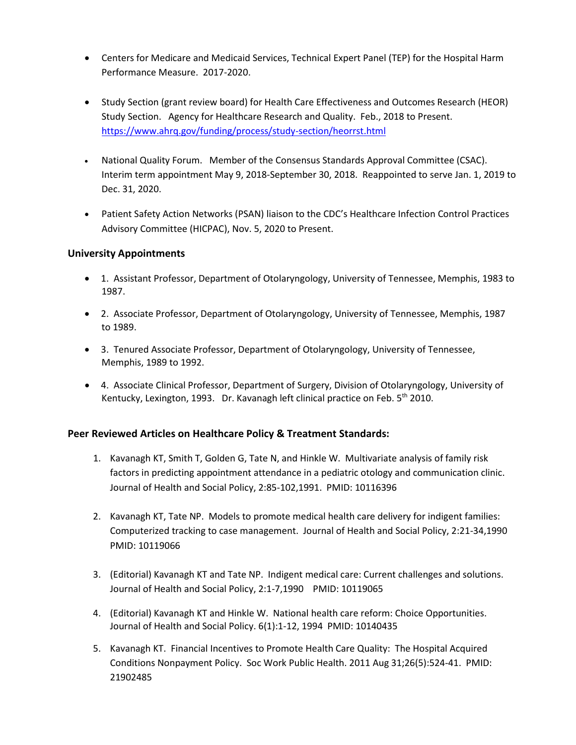- Centers for Medicare and Medicaid Services, Technical Expert Panel (TEP) for the Hospital Harm Performance Measure. 2017-2020.

- Study Section (grant review board) for Health Care Effectiveness and Outcomes Research (HEOR) Study Section. Agency for Healthcare Research and Quality. Feb., 2018 to Present. https://www.ahrq.gov/funding/process/study-section/heorrst.html

- National Quality Forum. Member of the Consensus Standards Approval Committee (CSAC). Interim term appointment May 9, 2018-September 30, 2018. Reappointed to serve Jan. 1, 2019 to Dec. 31, 2020.

- Patient Safety Action Networks (PSAN) liaison to the CDC's Healthcare Infection Control Practices Advisory Committee (HICPAC), Nov. 5, 2020 to Present.

### University Appointments

- 1. Assistant Professor, Department of Otolaryngology, University of Tennessee, Memphis, 1983 to 1987.

- 2. Associate Professor, Department of Otolaryngology, University of Tennessee, Memphis, 1987 to 1989.

- 3. Tenured Associate Professor, Department of Otolaryngology, University of Tennessee, Memphis, 1989 to 1992.

- 4. Associate Clinical Professor, Department of Surgery, Division of Otolaryngology, University of Kentucky, Lexington, 1993. Dr. Kavanagh left clinical practice on Feb. 5th 2010.

### Peer Reviewed Articles on Healthcare Policy & Treatment Standards:

1. Kavanagh KT, Smith T, Golden G, Tate N, and Hinkle W. Multivariate analysis of family risk factors in predicting appointment attendance in a pediatric otology and communication clinic. Journal of Health and Social Policy, 2:85-102,1991. PMID: 10116396

2. Kavanagh KT, Tate NP. Models to promote medical health care delivery for indigent families: Computerized tracking to case management. Journal of Health and Social Policy, 2:21-34,1990 PMID: 10119066

3. (Editorial) Kavanagh KT and Tate NP. Indigent medical care: Current challenges and solutions. Journal of Health and Social Policy, 2:1-7,1990 PMID: 10119065

4. (Editorial) Kavanagh KT and Hinkle W. National health care reform: Choice Opportunities. Journal of Health and Social Policy. 6(1):1-12, 1994 PMID: 10140435

5. Kavanagh KT. Financial Incentives to Promote Health Care Quality: The Hospital Acquired Conditions Nonpayment Policy. Soc Work Public Health. 2011 Aug 31;26(5):524-41. PMID: 21902485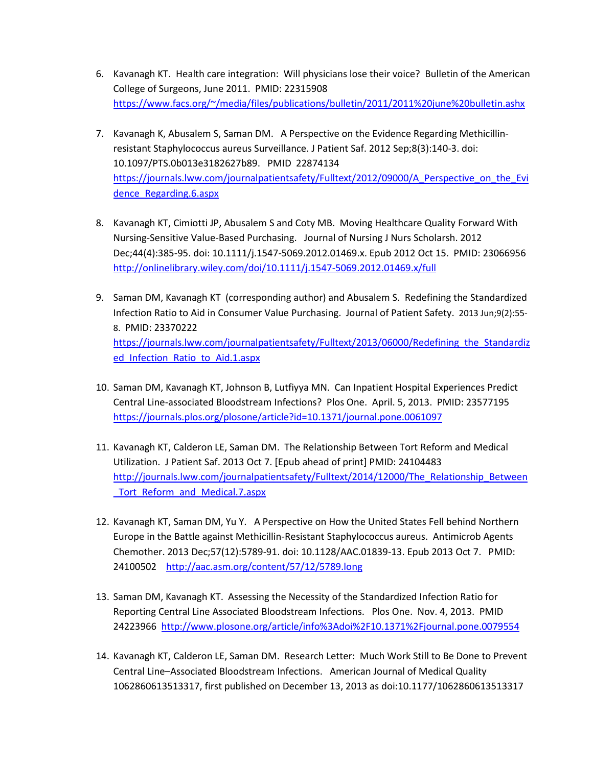6. Kavanagh KT. Health care integration: Will physicians lose their voice? Bulletin of the American College of Surgeons, June 2011. PMID: 22315908 https://www.facs.org/~/media/files/publications/bulletin/2011/2011%20june%20bulletin.ashx

7. Kavanagh K, Abusalem S, Saman DM. A Perspective on the Evidence Regarding Methicillin-resistant Staphylococcus aureus Surveillance. J Patient Saf. 2012 Sep;8(3):140-3. doi: 10.1097/PTS.0b013e3182627b89. PMID 22874134 https://journals.lww.com/journalpatientsafety/Fulltext/2012/09000/A_Perspective_on_the_Evidence_Regarding.6.aspx

8. Kavanagh KT, Cimiotti JP, Abusalem S and Coty MB. Moving Healthcare Quality Forward With Nursing-Sensitive Value-Based Purchasing. Journal of Nursing J Nurs Scholarsh. 2012 Dec;44(4):385-95. doi: 10.1111/j.1547-5069.2012.01469.x. Epub 2012 Oct 15. PMID: 23066956 http://onlinelibrary.wiley.com/doi/10.1111/j.1547-5069.2012.01469.x/full

9. Saman DM, Kavanagh KT (corresponding author) and Abusalem S. Redefining the Standardized Infection Ratio to Aid in Consumer Value Purchasing. Journal of Patient Safety. 2013 Jun;9(2):55-8. PMID: 23370222 https://journals.lww.com/journalpatientsafety/Fulltext/2013/06000/Redefining_the_Standardized_Infection_Ratio_to_Aid.1.aspx

10. Saman DM, Kavanagh KT, Johnson B, Lutfiyya MN. Can Inpatient Hospital Experiences Predict Central Line-associated Bloodstream Infections? Plos One. April. 5, 2013. PMID: 23577195 https://journals.plos.org/plosone/article?id=10.1371/journal.pone.0061097

11. Kavanagh KT, Calderon LE, Saman DM. The Relationship Between Tort Reform and Medical Utilization. J Patient Saf. 2013 Oct 7. [Epub ahead of print] PMID: 24104483 http://journals.lww.com/journalpatientsafety/Fulltext/2014/12000/The_Relationship_Between_Tort_Reform_and_Medical.7.aspx

12. Kavanagh KT, Saman DM, Yu Y. A Perspective on How the United States Fell behind Northern Europe in the Battle against Methicillin-Resistant Staphylococcus aureus. Antimicrob Agents Chemother. 2013 Dec;57(12):5789-91. doi: 10.1128/AAC.01839-13. Epub 2013 Oct 7. PMID: 24100502 http://aac.asm.org/content/57/12/5789.long

13. Saman DM, Kavanagh KT. Assessing the Necessity of the Standardized Infection Ratio for Reporting Central Line Associated Bloodstream Infections. Plos One. Nov. 4, 2013. PMID 24223966 http://www.plosone.org/article/info%3Adoi%2F10.1371%2Fjournal.pone.0079554

14. Kavanagh KT, Calderon LE, Saman DM. Research Letter: Much Work Still to Be Done to Prevent Central Line–Associated Bloodstream Infections. American Journal of Medical Quality 1062860613513317, first published on December 13, 2013 as doi:10.1177/1062860613513317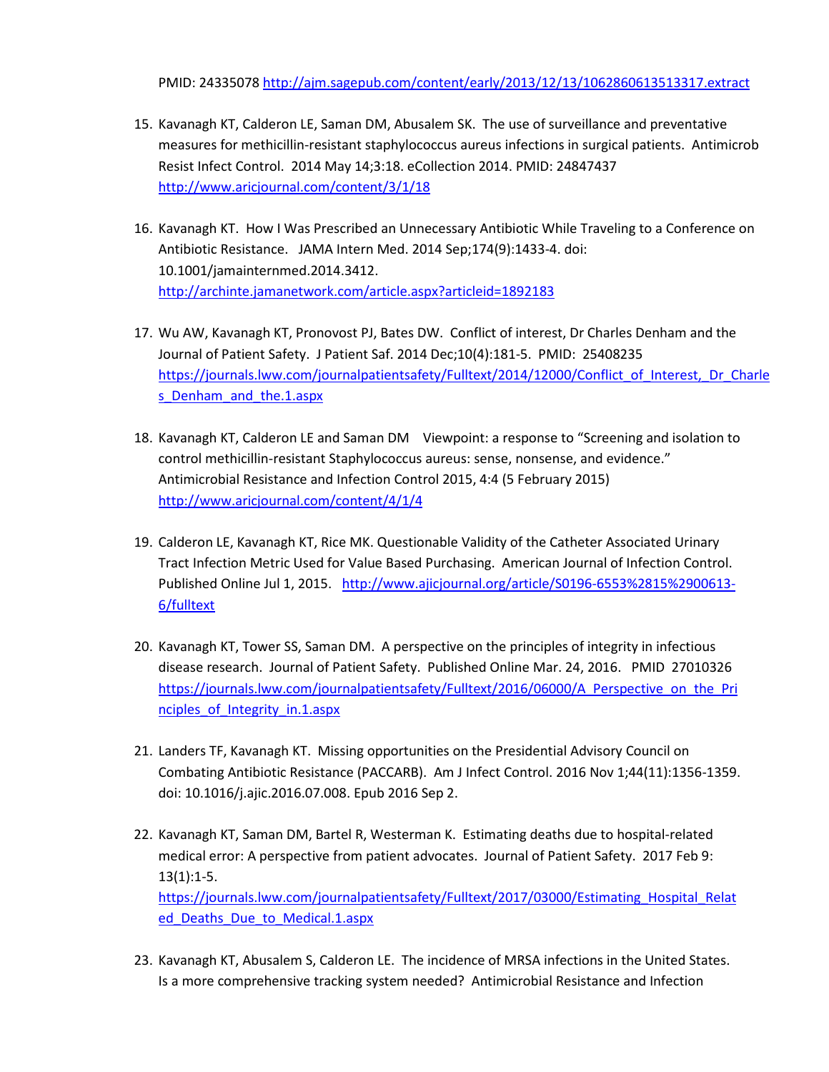PMID: 24335078 http://ajm.sagepub.com/content/early/2013/12/13/1062860613513317.extract

15. Kavanagh KT, Calderon LE, Saman DM, Abusalem SK. The use of surveillance and preventative measures for methicillin-resistant staphylococcus aureus infections in surgical patients. Antimicrob Resist Infect Control. 2014 May 14;3:18. eCollection 2014. PMID: 24847437 http://www.aricjournal.com/content/3/1/18

16. Kavanagh KT. How I Was Prescribed an Unnecessary Antibiotic While Traveling to a Conference on Antibiotic Resistance. JAMA Intern Med. 2014 Sep;174(9):1433-4. doi: 10.1001/jamainternmed.2014.3412. http://archinte.jamanetwork.com/article.aspx?articleid=1892183

17. Wu AW, Kavanagh KT, Pronovost PJ, Bates DW. Conflict of interest, Dr Charles Denham and the Journal of Patient Safety. J Patient Saf. 2014 Dec;10(4):181-5. PMID: 25408235 https://journals.lww.com/journalpatientsafety/Fulltext/2014/12000/Conflict_of_Interest,_Dr_Charles_Denham_and_the.1.aspx

18. Kavanagh KT, Calderon LE and Saman DM Viewpoint: a response to "Screening and isolation to control methicillin-resistant Staphylococcus aureus: sense, nonsense, and evidence." Antimicrobial Resistance and Infection Control 2015, 4:4 (5 February 2015) http://www.aricjournal.com/content/4/1/4

19. Calderon LE, Kavanagh KT, Rice MK. Questionable Validity of the Catheter Associated Urinary Tract Infection Metric Used for Value Based Purchasing. American Journal of Infection Control. Published Online Jul 1, 2015. http://www.ajicjournal.org/article/S0196-6553%2815%2900613-6/fulltext

20. Kavanagh KT, Tower SS, Saman DM. A perspective on the principles of integrity in infectious disease research. Journal of Patient Safety. Published Online Mar. 24, 2016. PMID 27010326 https://journals.lww.com/journalpatientsafety/Fulltext/2016/06000/A_Perspective_on_the_Principles_of_Integrity_in.1.aspx

21. Landers TF, Kavanagh KT. Missing opportunities on the Presidential Advisory Council on Combating Antibiotic Resistance (PACCARB). Am J Infect Control. 2016 Nov 1;44(11):1356-1359. doi: 10.1016/j.ajic.2016.07.008. Epub 2016 Sep 2.

22. Kavanagh KT, Saman DM, Bartel R, Westerman K. Estimating deaths due to hospital-related medical error: A perspective from patient advocates. Journal of Patient Safety. 2017 Feb 9: 13(1):1-5. https://journals.lww.com/journalpatientsafety/Fulltext/2017/03000/Estimating_Hospital_Related_Deaths_Due_to_Medical.1.aspx

23. Kavanagh KT, Abusalem S, Calderon LE. The incidence of MRSA infections in the United States. Is a more comprehensive tracking system needed? Antimicrobial Resistance and Infection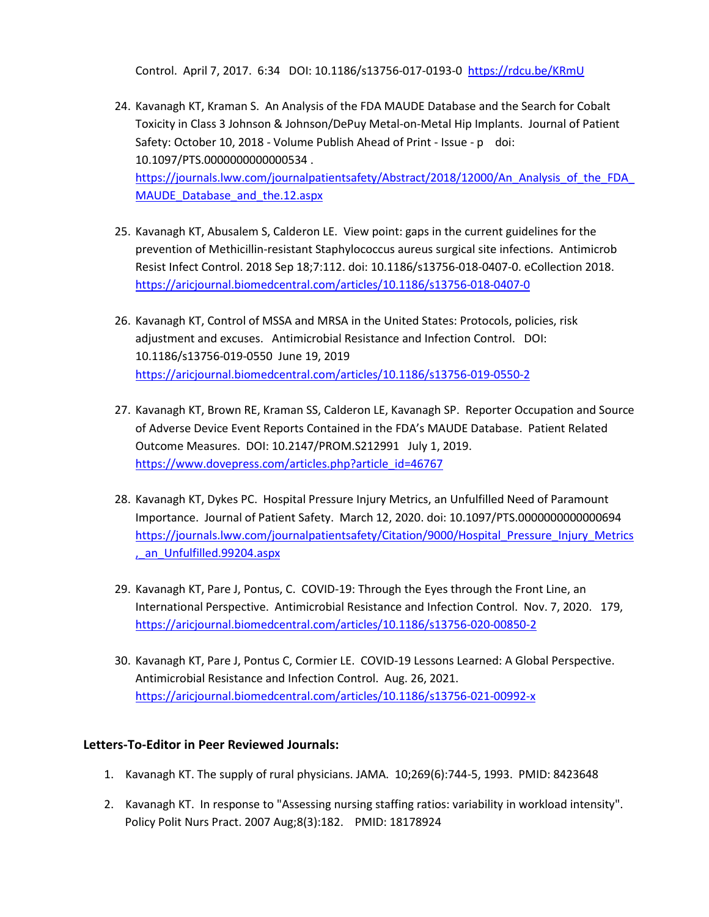Control. April 7, 2017. 6:34 DOI: 10.1186/s13756-017-0193-0 https://rdcu.be/KRmU

24. Kavanagh KT, Kraman S. An Analysis of the FDA MAUDE Database and the Search for Cobalt Toxicity in Class 3 Johnson & Johnson/DePuy Metal-on-Metal Hip Implants. Journal of Patient Safety: October 10, 2018 - Volume Publish Ahead of Print - Issue - p doi: 10.1097/PTS.0000000000000534 . https://journals.lww.com/journalpatientsafety/Abstract/2018/12000/An_Analysis_of_the_FDA_MAUDE_Database_and_the.12.aspx

25. Kavanagh KT, Abusalem S, Calderon LE. View point: gaps in the current guidelines for the prevention of Methicillin-resistant Staphylococcus aureus surgical site infections. Antimicrob Resist Infect Control. 2018 Sep 18;7:112. doi: 10.1186/s13756-018-0407-0. eCollection 2018. https://aricjournal.biomedcentral.com/articles/10.1186/s13756-018-0407-0

26. Kavanagh KT, Control of MSSA and MRSA in the United States: Protocols, policies, risk adjustment and excuses. Antimicrobial Resistance and Infection Control. DOI: 10.1186/s13756-019-0550 June 19, 2019 https://aricjournal.biomedcentral.com/articles/10.1186/s13756-019-0550-2

27. Kavanagh KT, Brown RE, Kraman SS, Calderon LE, Kavanagh SP. Reporter Occupation and Source of Adverse Device Event Reports Contained in the FDA's MAUDE Database. Patient Related Outcome Measures. DOI: 10.2147/PROM.S212991 July 1, 2019. https://www.dovepress.com/articles.php?article_id=46767

28. Kavanagh KT, Dykes PC. Hospital Pressure Injury Metrics, an Unfulfilled Need of Paramount Importance. Journal of Patient Safety. March 12, 2020. doi: 10.1097/PTS.0000000000000694 https://journals.lww.com/journalpatientsafety/Citation/9000/Hospital_Pressure_Injury_Metrics,_an_Unfulfilled.99204.aspx

29. Kavanagh KT, Pare J, Pontus, C. COVID-19: Through the Eyes through the Front Line, an International Perspective. Antimicrobial Resistance and Infection Control. Nov. 7, 2020. 179, https://aricjournal.biomedcentral.com/articles/10.1186/s13756-020-00850-2

30. Kavanagh KT, Pare J, Pontus C, Cormier LE. COVID-19 Lessons Learned: A Global Perspective. Antimicrobial Resistance and Infection Control. Aug. 26, 2021. https://aricjournal.biomedcentral.com/articles/10.1186/s13756-021-00992-x

## Letters-To-Editor in Peer Reviewed Journals:

1. Kavanagh KT. The supply of rural physicians. JAMA. 10;269(6):744-5, 1993. PMID: 8423648

2. Kavanagh KT. In response to "Assessing nursing staffing ratios: variability in workload intensity". Policy Polit Nurs Pract. 2007 Aug;8(3):182. PMID: 18178924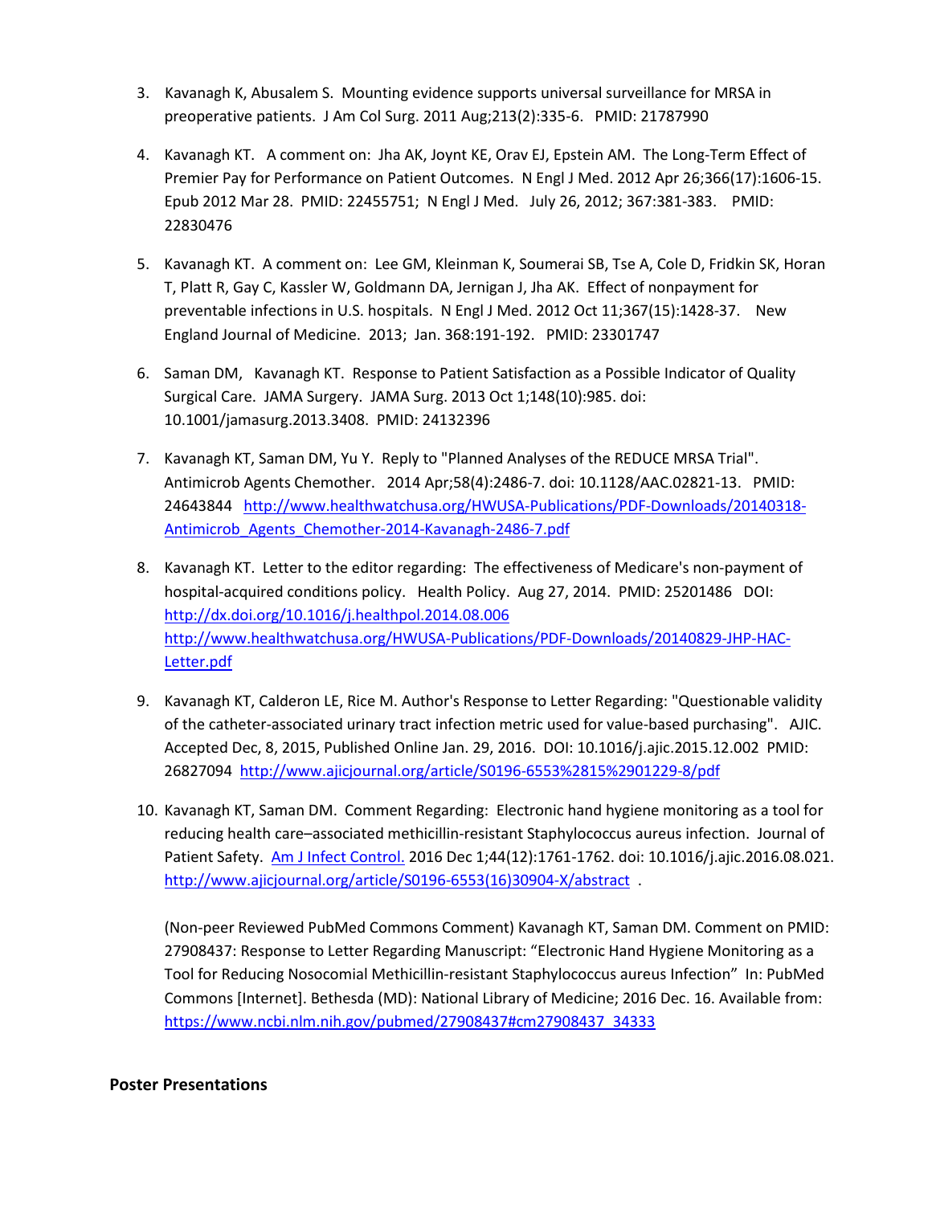3. Kavanagh K, Abusalem S. Mounting evidence supports universal surveillance for MRSA in preoperative patients. J Am Col Surg. 2011 Aug;213(2):335-6. PMID: 21787990

4. Kavanagh KT. A comment on: Jha AK, Joynt KE, Orav EJ, Epstein AM. The Long-Term Effect of Premier Pay for Performance on Patient Outcomes. N Engl J Med. 2012 Apr 26;366(17):1606-15. Epub 2012 Mar 28. PMID: 22455751; N Engl J Med. July 26, 2012; 367:381-383. PMID: 22830476

5. Kavanagh KT. A comment on: Lee GM, Kleinman K, Soumerai SB, Tse A, Cole D, Fridkin SK, Horan T, Platt R, Gay C, Kassler W, Goldmann DA, Jernigan J, Jha AK. Effect of nonpayment for preventable infections in U.S. hospitals. N Engl J Med. 2012 Oct 11;367(15):1428-37. New England Journal of Medicine. 2013; Jan. 368:191-192. PMID: 23301747

6. Saman DM, Kavanagh KT. Response to Patient Satisfaction as a Possible Indicator of Quality Surgical Care. JAMA Surgery. JAMA Surg. 2013 Oct 1;148(10):985. doi: 10.1001/jamasurg.2013.3408. PMID: 24132396

7. Kavanagh KT, Saman DM, Yu Y. Reply to "Planned Analyses of the REDUCE MRSA Trial". Antimicrob Agents Chemother. 2014 Apr;58(4):2486-7. doi: 10.1128/AAC.02821-13. PMID: 24643844 http://www.healthwatchusa.org/HWUSA-Publications/PDF-Downloads/20140318-Antimicrob_Agents_Chemother-2014-Kavanagh-2486-7.pdf

8. Kavanagh KT. Letter to the editor regarding: The effectiveness of Medicare's non-payment of hospital-acquired conditions policy. Health Policy. Aug 27, 2014. PMID: 25201486 DOI: http://dx.doi.org/10.1016/j.healthpol.2014.08.006 http://www.healthwatchusa.org/HWUSA-Publications/PDF-Downloads/20140829-JHP-HAC-Letter.pdf

9. Kavanagh KT, Calderon LE, Rice M. Author's Response to Letter Regarding: "Questionable validity of the catheter-associated urinary tract infection metric used for value-based purchasing". AJIC. Accepted Dec, 8, 2015, Published Online Jan. 29, 2016. DOI: 10.1016/j.ajic.2015.12.002 PMID: 26827094 http://www.ajicjournal.org/article/S0196-6553%2815%2901229-8/pdf

10. Kavanagh KT, Saman DM. Comment Regarding: Electronic hand hygiene monitoring as a tool for reducing health care–associated methicillin-resistant Staphylococcus aureus infection. Journal of Patient Safety. Am J Infect Control. 2016 Dec 1;44(12):1761-1762. doi: 10.1016/j.ajic.2016.08.021. http://www.ajicjournal.org/article/S0196-6553(16)30904-X/abstract .

    (Non-peer Reviewed PubMed Commons Comment) Kavanagh KT, Saman DM. Comment on PMID: 27908437: Response to Letter Regarding Manuscript: "Electronic Hand Hygiene Monitoring as a Tool for Reducing Nosocomial Methicillin-resistant Staphylococcus aureus Infection" In: PubMed Commons [Internet]. Bethesda (MD): National Library of Medicine; 2016 Dec. 16. Available from: https://www.ncbi.nlm.nih.gov/pubmed/27908437#cm27908437_34333

**Poster Presentations**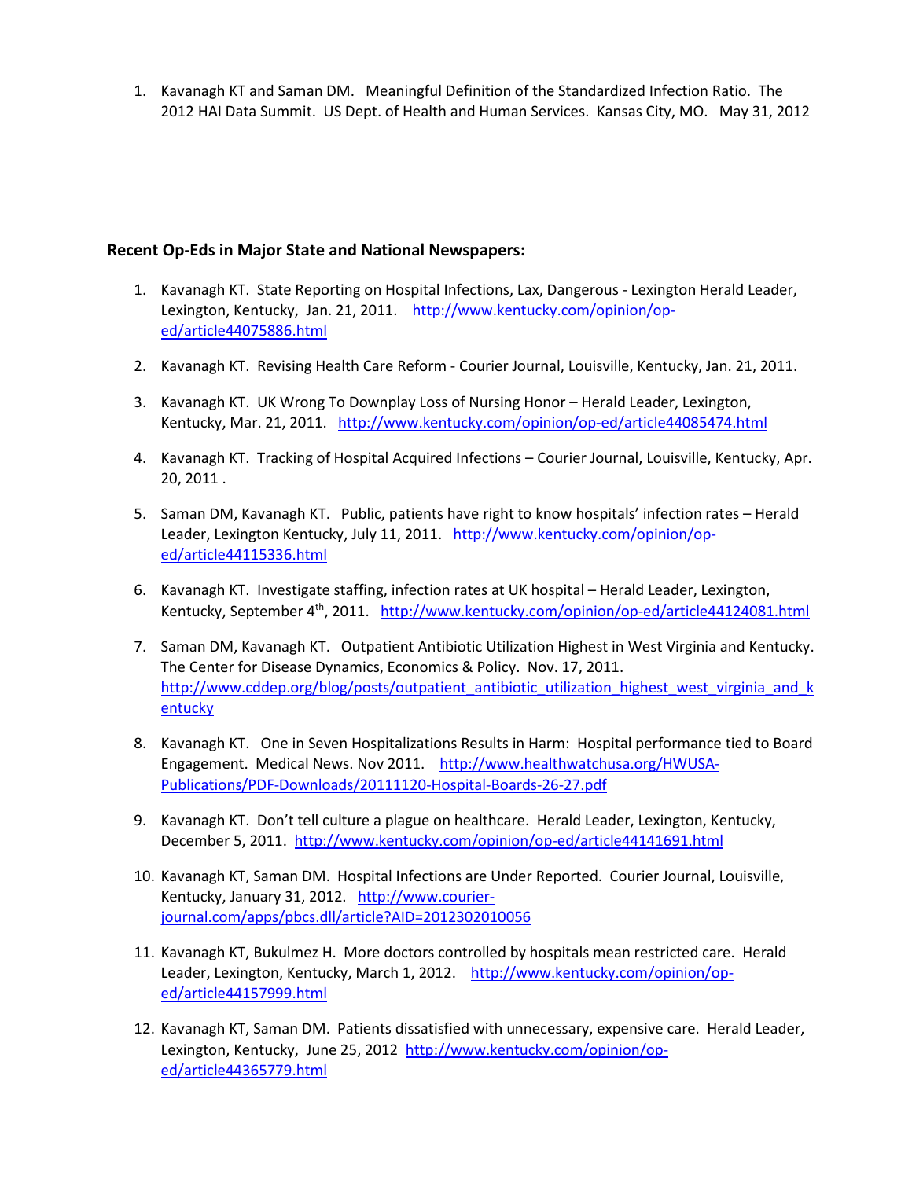1. Kavanagh KT and Saman DM. Meaningful Definition of the Standardized Infection Ratio. The 2012 HAI Data Summit. US Dept. of Health and Human Services. Kansas City, MO. May 31, 2012

**Recent Op-Eds in Major State and National Newspapers:**

1. Kavanagh KT. State Reporting on Hospital Infections, Lax, Dangerous - Lexington Herald Leader, Lexington, Kentucky, Jan. 21, 2011. http://www.kentucky.com/opinion/op-ed/article44075886.html

2. Kavanagh KT. Revising Health Care Reform - Courier Journal, Louisville, Kentucky, Jan. 21, 2011.

3. Kavanagh KT. UK Wrong To Downplay Loss of Nursing Honor – Herald Leader, Lexington, Kentucky, Mar. 21, 2011. http://www.kentucky.com/opinion/op-ed/article44085474.html

4. Kavanagh KT. Tracking of Hospital Acquired Infections – Courier Journal, Louisville, Kentucky, Apr. 20, 2011 .

5. Saman DM, Kavanagh KT. Public, patients have right to know hospitals' infection rates – Herald Leader, Lexington Kentucky, July 11, 2011. http://www.kentucky.com/opinion/op-ed/article44115336.html

6. Kavanagh KT. Investigate staffing, infection rates at UK hospital – Herald Leader, Lexington, Kentucky, September 4th, 2011. http://www.kentucky.com/opinion/op-ed/article44124081.html

7. Saman DM, Kavanagh KT. Outpatient Antibiotic Utilization Highest in West Virginia and Kentucky. The Center for Disease Dynamics, Economics & Policy. Nov. 17, 2011. http://www.cddep.org/blog/posts/outpatient_antibiotic_utilization_highest_west_virginia_and_kentucky

8. Kavanagh KT. One in Seven Hospitalizations Results in Harm: Hospital performance tied to Board Engagement. Medical News. Nov 2011. http://www.healthwatchusa.org/HWUSA-Publications/PDF-Downloads/20111120-Hospital-Boards-26-27.pdf

9. Kavanagh KT. Don't tell culture a plague on healthcare. Herald Leader, Lexington, Kentucky, December 5, 2011. http://www.kentucky.com/opinion/op-ed/article44141691.html

10. Kavanagh KT, Saman DM. Hospital Infections are Under Reported. Courier Journal, Louisville, Kentucky, January 31, 2012. http://www.courier-journal.com/apps/pbcs.dll/article?AID=2012302010056

11. Kavanagh KT, Bukulmez H. More doctors controlled by hospitals mean restricted care. Herald Leader, Lexington, Kentucky, March 1, 2012. http://www.kentucky.com/opinion/op-ed/article44157999.html

12. Kavanagh KT, Saman DM. Patients dissatisfied with unnecessary, expensive care. Herald Leader, Lexington, Kentucky, June 25, 2012 http://www.kentucky.com/opinion/op-ed/article44365779.html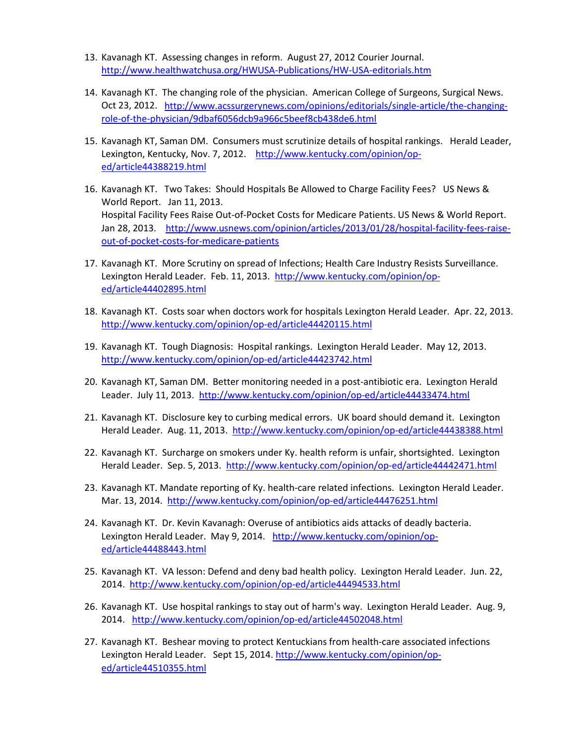13. Kavanagh KT. Assessing changes in reform. August 27, 2012 Courier Journal. http://www.healthwatchusa.org/HWUSA-Publications/HW-USA-editorials.htm

14. Kavanagh KT. The changing role of the physician. American College of Surgeons, Surgical News. Oct 23, 2012. http://www.acssurgerynews.com/opinions/editorials/single-article/the-changing-role-of-the-physician/9dbaf6056dcb9a966c5beef8cb438de6.html

15. Kavanagh KT, Saman DM. Consumers must scrutinize details of hospital rankings. Herald Leader, Lexington, Kentucky, Nov. 7, 2012. http://www.kentucky.com/opinion/op-ed/article44388219.html

16. Kavanagh KT. Two Takes: Should Hospitals Be Allowed to Charge Facility Fees? US News & World Report. Jan 11, 2013.
    Hospital Facility Fees Raise Out-of-Pocket Costs for Medicare Patients. US News & World Report. Jan 28, 2013. http://www.usnews.com/opinion/articles/2013/01/28/hospital-facility-fees-raise-out-of-pocket-costs-for-medicare-patients

17. Kavanagh KT. More Scrutiny on spread of Infections; Health Care Industry Resists Surveillance. Lexington Herald Leader. Feb. 11, 2013. http://www.kentucky.com/opinion/op-ed/article44402895.html

18. Kavanagh KT. Costs soar when doctors work for hospitals Lexington Herald Leader. Apr. 22, 2013. http://www.kentucky.com/opinion/op-ed/article44420115.html

19. Kavanagh KT. Tough Diagnosis: Hospital rankings. Lexington Herald Leader. May 12, 2013. http://www.kentucky.com/opinion/op-ed/article44423742.html

20. Kavanagh KT, Saman DM. Better monitoring needed in a post-antibiotic era. Lexington Herald Leader. July 11, 2013. http://www.kentucky.com/opinion/op-ed/article44433474.html

21. Kavanagh KT. Disclosure key to curbing medical errors. UK board should demand it. Lexington Herald Leader. Aug. 11, 2013. http://www.kentucky.com/opinion/op-ed/article44438388.html

22. Kavanagh KT. Surcharge on smokers under Ky. health reform is unfair, shortsighted. Lexington Herald Leader. Sep. 5, 2013. http://www.kentucky.com/opinion/op-ed/article44442471.html

23. Kavanagh KT. Mandate reporting of Ky. health-care related infections. Lexington Herald Leader. Mar. 13, 2014. http://www.kentucky.com/opinion/op-ed/article44476251.html

24. Kavanagh KT. Dr. Kevin Kavanagh: Overuse of antibiotics aids attacks of deadly bacteria. Lexington Herald Leader. May 9, 2014. http://www.kentucky.com/opinion/op-ed/article44488443.html

25. Kavanagh KT. VA lesson: Defend and deny bad health policy. Lexington Herald Leader. Jun. 22, 2014. http://www.kentucky.com/opinion/op-ed/article44494533.html

26. Kavanagh KT. Use hospital rankings to stay out of harm's way. Lexington Herald Leader. Aug. 9, 2014. http://www.kentucky.com/opinion/op-ed/article44502048.html

27. Kavanagh KT. Beshear moving to protect Kentuckians from health-care associated infections Lexington Herald Leader. Sept 15, 2014. http://www.kentucky.com/opinion/op-ed/article44510355.html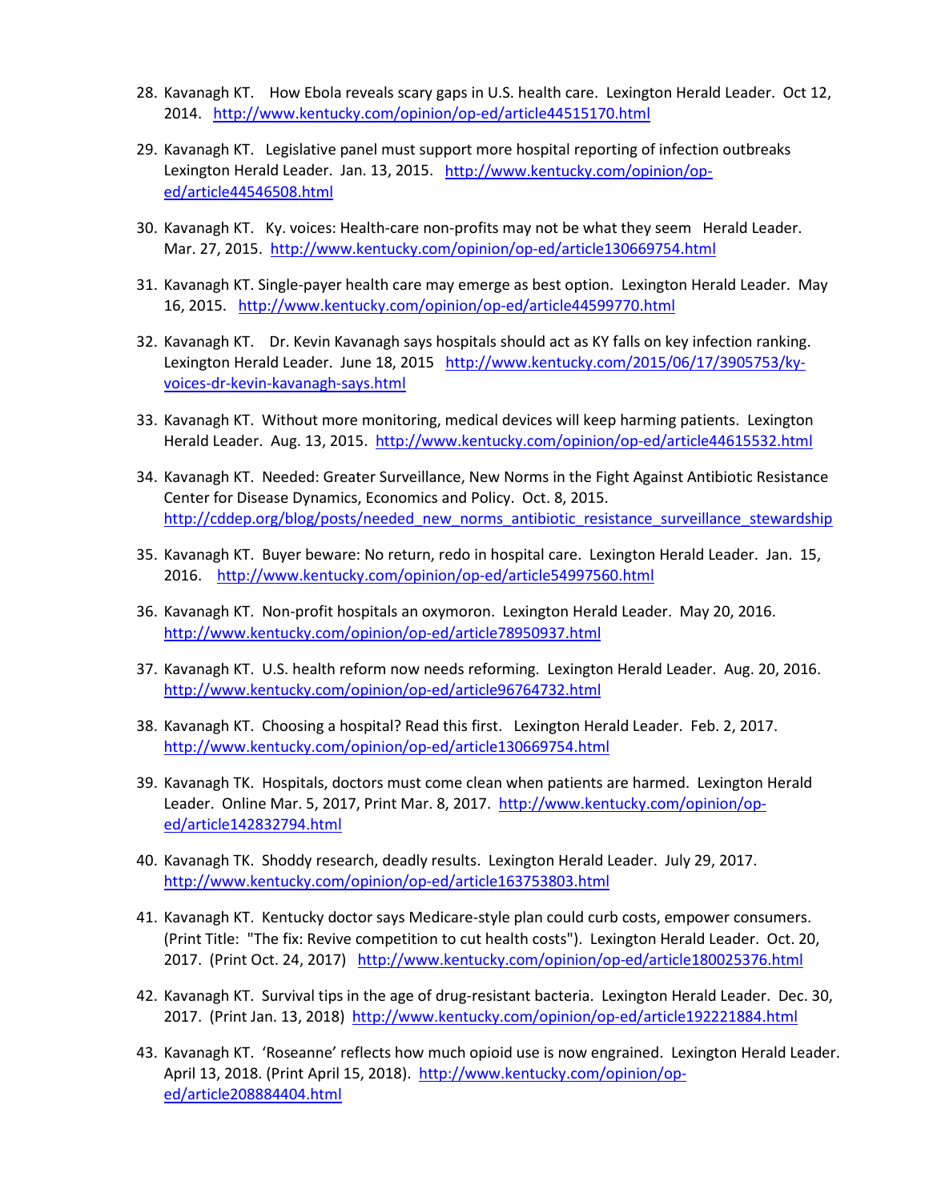28. Kavanagh KT. How Ebola reveals scary gaps in U.S. health care. Lexington Herald Leader. Oct 12, 2014. http://www.kentucky.com/opinion/op-ed/article44515170.html

29. Kavanagh KT. Legislative panel must support more hospital reporting of infection outbreaks Lexington Herald Leader. Jan. 13, 2015. http://www.kentucky.com/opinion/op-ed/article44546508.html

30. Kavanagh KT. Ky. voices: Health-care non-profits may not be what they seem Herald Leader. Mar. 27, 2015. http://www.kentucky.com/opinion/op-ed/article130669754.html

31. Kavanagh KT. Single-payer health care may emerge as best option. Lexington Herald Leader. May 16, 2015. http://www.kentucky.com/opinion/op-ed/article44599770.html

32. Kavanagh KT. Dr. Kevin Kavanagh says hospitals should act as KY falls on key infection ranking. Lexington Herald Leader. June 18, 2015 http://www.kentucky.com/2015/06/17/3905753/ky-voices-dr-kevin-kavanagh-says.html

33. Kavanagh KT. Without more monitoring, medical devices will keep harming patients. Lexington Herald Leader. Aug. 13, 2015. http://www.kentucky.com/opinion/op-ed/article44615532.html

34. Kavanagh KT. Needed: Greater Surveillance, New Norms in the Fight Against Antibiotic Resistance Center for Disease Dynamics, Economics and Policy. Oct. 8, 2015. http://cddep.org/blog/posts/needed_new_norms_antibiotic_resistance_surveillance_stewardship

35. Kavanagh KT. Buyer beware: No return, redo in hospital care. Lexington Herald Leader. Jan. 15, 2016. http://www.kentucky.com/opinion/op-ed/article54997560.html

36. Kavanagh KT. Non-profit hospitals an oxymoron. Lexington Herald Leader. May 20, 2016. http://www.kentucky.com/opinion/op-ed/article78950937.html

37. Kavanagh KT. U.S. health reform now needs reforming. Lexington Herald Leader. Aug. 20, 2016. http://www.kentucky.com/opinion/op-ed/article96764732.html

38. Kavanagh KT. Choosing a hospital? Read this first. Lexington Herald Leader. Feb. 2, 2017. http://www.kentucky.com/opinion/op-ed/article130669754.html

39. Kavanagh TK. Hospitals, doctors must come clean when patients are harmed. Lexington Herald Leader. Online Mar. 5, 2017, Print Mar. 8, 2017. http://www.kentucky.com/opinion/op-ed/article142832794.html

40. Kavanagh TK. Shoddy research, deadly results. Lexington Herald Leader. July 29, 2017. http://www.kentucky.com/opinion/op-ed/article163753803.html

41. Kavanagh KT. Kentucky doctor says Medicare-style plan could curb costs, empower consumers. (Print Title: "The fix: Revive competition to cut health costs"). Lexington Herald Leader. Oct. 20, 2017. (Print Oct. 24, 2017) http://www.kentucky.com/opinion/op-ed/article180025376.html

42. Kavanagh KT. Survival tips in the age of drug-resistant bacteria. Lexington Herald Leader. Dec. 30, 2017. (Print Jan. 13, 2018) http://www.kentucky.com/opinion/op-ed/article192221884.html

43. Kavanagh KT. 'Roseanne' reflects how much opioid use is now engrained. Lexington Herald Leader. April 13, 2018. (Print April 15, 2018). http://www.kentucky.com/opinion/op-ed/article208884404.html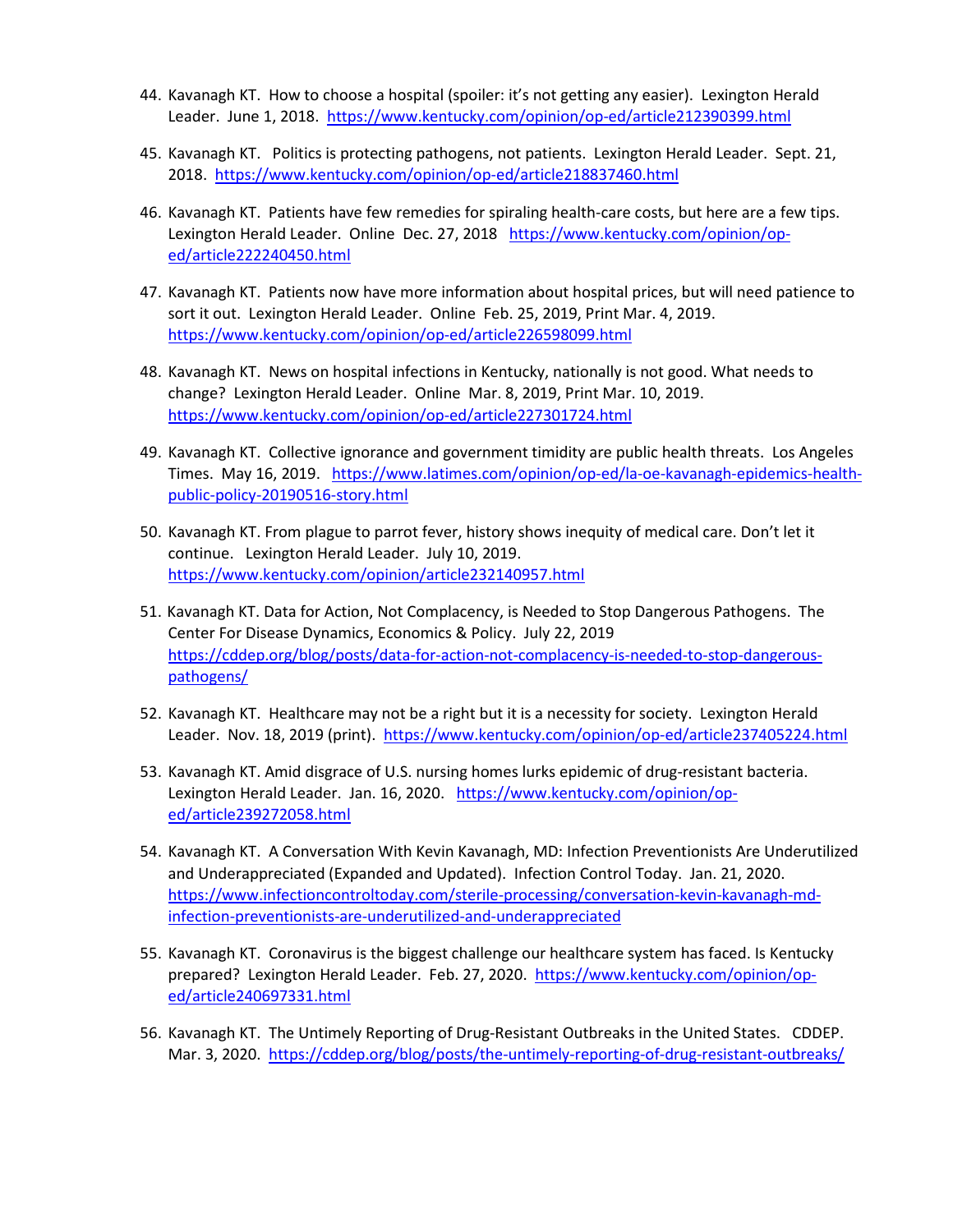44. Kavanagh KT. How to choose a hospital (spoiler: it's not getting any easier). Lexington Herald Leader. June 1, 2018. https://www.kentucky.com/opinion/op-ed/article212390399.html

45. Kavanagh KT. Politics is protecting pathogens, not patients. Lexington Herald Leader. Sept. 21, 2018. https://www.kentucky.com/opinion/op-ed/article218837460.html

46. Kavanagh KT. Patients have few remedies for spiraling health-care costs, but here are a few tips. Lexington Herald Leader. Online Dec. 27, 2018 https://www.kentucky.com/opinion/op-ed/article222240450.html

47. Kavanagh KT. Patients now have more information about hospital prices, but will need patience to sort it out. Lexington Herald Leader. Online Feb. 25, 2019, Print Mar. 4, 2019. https://www.kentucky.com/opinion/op-ed/article226598099.html

48. Kavanagh KT. News on hospital infections in Kentucky, nationally is not good. What needs to change? Lexington Herald Leader. Online Mar. 8, 2019, Print Mar. 10, 2019. https://www.kentucky.com/opinion/op-ed/article227301724.html

49. Kavanagh KT. Collective ignorance and government timidity are public health threats. Los Angeles Times. May 16, 2019. https://www.latimes.com/opinion/op-ed/la-oe-kavanagh-epidemics-health-public-policy-20190516-story.html

50. Kavanagh KT. From plague to parrot fever, history shows inequity of medical care. Don't let it continue. Lexington Herald Leader. July 10, 2019. https://www.kentucky.com/opinion/article232140957.html

51. Kavanagh KT. Data for Action, Not Complacency, is Needed to Stop Dangerous Pathogens. The Center For Disease Dynamics, Economics & Policy. July 22, 2019 https://cddep.org/blog/posts/data-for-action-not-complacency-is-needed-to-stop-dangerous-pathogens/

52. Kavanagh KT. Healthcare may not be a right but it is a necessity for society. Lexington Herald Leader. Nov. 18, 2019 (print). https://www.kentucky.com/opinion/op-ed/article237405224.html

53. Kavanagh KT. Amid disgrace of U.S. nursing homes lurks epidemic of drug-resistant bacteria. Lexington Herald Leader. Jan. 16, 2020. https://www.kentucky.com/opinion/op-ed/article239272058.html

54. Kavanagh KT. A Conversation With Kevin Kavanagh, MD: Infection Preventionists Are Underutilized and Underappreciated (Expanded and Updated). Infection Control Today. Jan. 21, 2020. https://www.infectioncontroltoday.com/sterile-processing/conversation-kevin-kavanagh-md-infection-preventionists-are-underutilized-and-underappreciated

55. Kavanagh KT. Coronavirus is the biggest challenge our healthcare system has faced. Is Kentucky prepared? Lexington Herald Leader. Feb. 27, 2020. https://www.kentucky.com/opinion/op-ed/article240697331.html

56. Kavanagh KT. The Untimely Reporting of Drug-Resistant Outbreaks in the United States. CDDEP. Mar. 3, 2020. https://cddep.org/blog/posts/the-untimely-reporting-of-drug-resistant-outbreaks/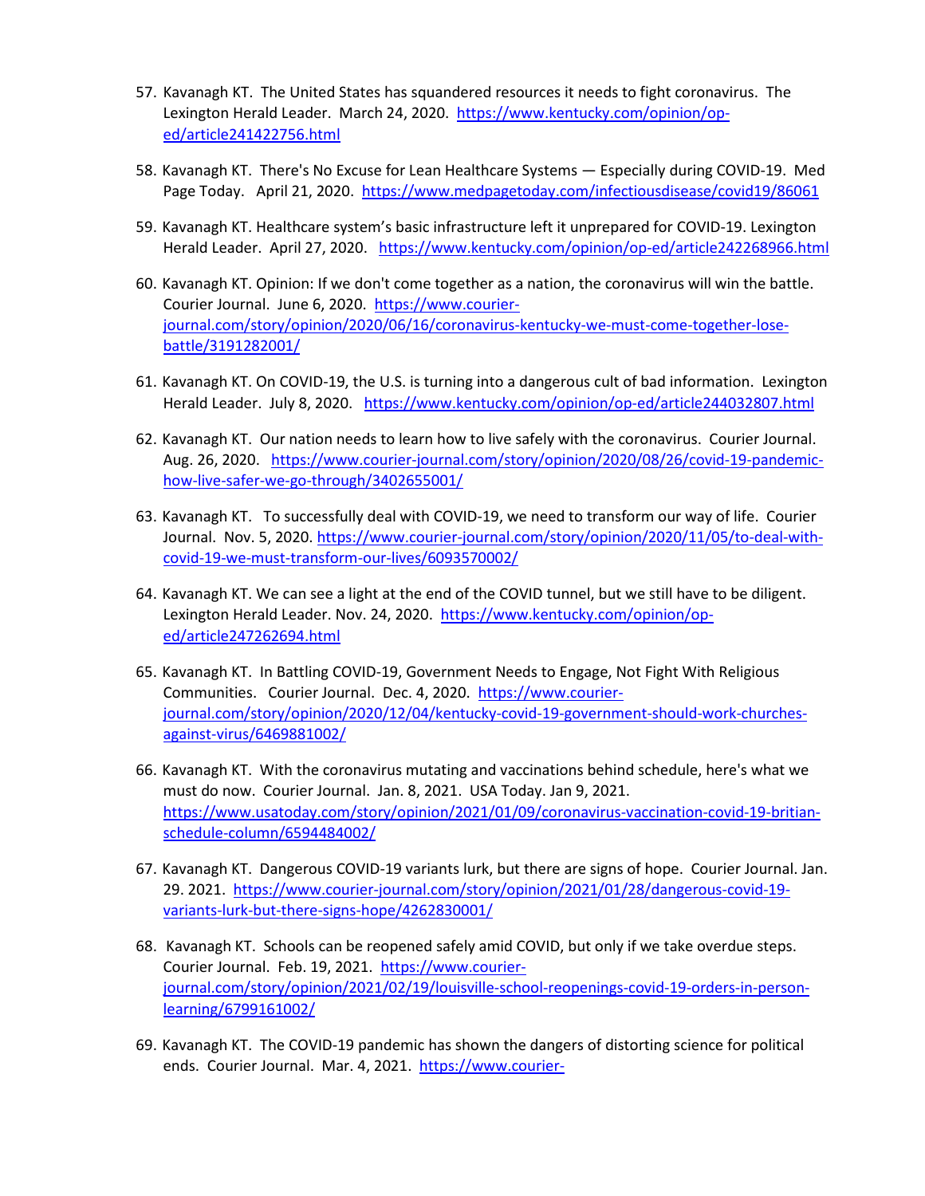57. Kavanagh KT. The United States has squandered resources it needs to fight coronavirus. The Lexington Herald Leader. March 24, 2020. https://www.kentucky.com/opinion/op-ed/article241422756.html

58. Kavanagh KT. There's No Excuse for Lean Healthcare Systems — Especially during COVID-19. Med Page Today. April 21, 2020. https://www.medpagetoday.com/infectiousdisease/covid19/86061

59. Kavanagh KT. Healthcare system's basic infrastructure left it unprepared for COVID-19. Lexington Herald Leader. April 27, 2020. https://www.kentucky.com/opinion/op-ed/article242268966.html

60. Kavanagh KT. Opinion: If we don't come together as a nation, the coronavirus will win the battle. Courier Journal. June 6, 2020. https://www.courier-journal.com/story/opinion/2020/06/16/coronavirus-kentucky-we-must-come-together-lose-battle/3191282001/

61. Kavanagh KT. On COVID-19, the U.S. is turning into a dangerous cult of bad information. Lexington Herald Leader. July 8, 2020. https://www.kentucky.com/opinion/op-ed/article244032807.html

62. Kavanagh KT. Our nation needs to learn how to live safely with the coronavirus. Courier Journal. Aug. 26, 2020. https://www.courier-journal.com/story/opinion/2020/08/26/covid-19-pandemic-how-live-safer-we-go-through/3402655001/

63. Kavanagh KT. To successfully deal with COVID-19, we need to transform our way of life. Courier Journal. Nov. 5, 2020. https://www.courier-journal.com/story/opinion/2020/11/05/to-deal-with-covid-19-we-must-transform-our-lives/6093570002/

64. Kavanagh KT. We can see a light at the end of the COVID tunnel, but we still have to be diligent. Lexington Herald Leader. Nov. 24, 2020. https://www.kentucky.com/opinion/op-ed/article247262694.html

65. Kavanagh KT. In Battling COVID-19, Government Needs to Engage, Not Fight With Religious Communities. Courier Journal. Dec. 4, 2020. https://www.courier-journal.com/story/opinion/2020/12/04/kentucky-covid-19-government-should-work-churches-against-virus/6469881002/

66. Kavanagh KT. With the coronavirus mutating and vaccinations behind schedule, here's what we must do now. Courier Journal. Jan. 8, 2021. USA Today. Jan 9, 2021. https://www.usatoday.com/story/opinion/2021/01/09/coronavirus-vaccination-covid-19-britian-schedule-column/6594484002/

67. Kavanagh KT. Dangerous COVID-19 variants lurk, but there are signs of hope. Courier Journal. Jan. 29. 2021. https://www.courier-journal.com/story/opinion/2021/01/28/dangerous-covid-19-variants-lurk-but-there-signs-hope/4262830001/

68. Kavanagh KT. Schools can be reopened safely amid COVID, but only if we take overdue steps. Courier Journal. Feb. 19, 2021. https://www.courier-journal.com/story/opinion/2021/02/19/louisville-school-reopenings-covid-19-orders-in-person-learning/6799161002/

69. Kavanagh KT. The COVID-19 pandemic has shown the dangers of distorting science for political ends. Courier Journal. Mar. 4, 2021. https://www.courier-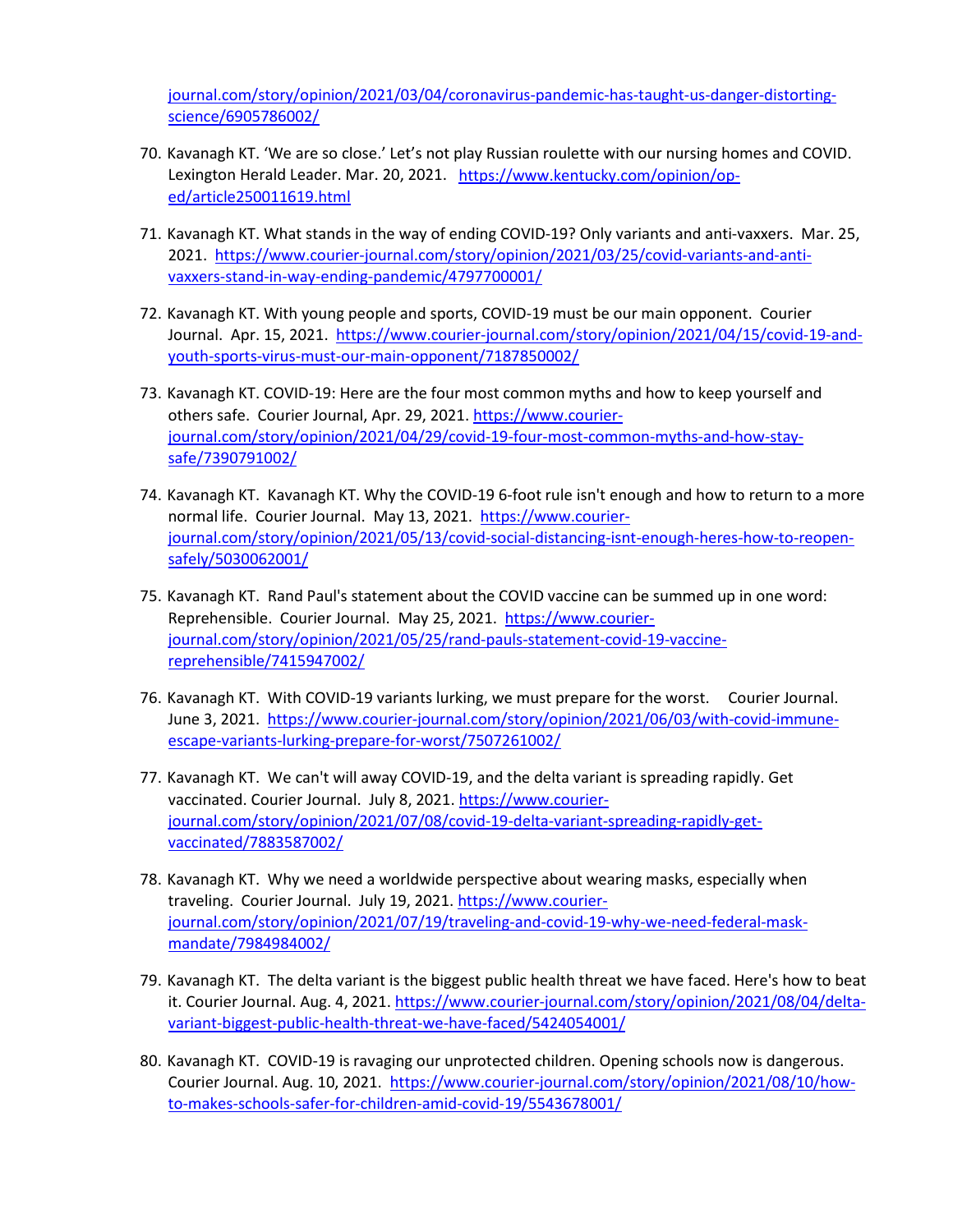journal.com/story/opinion/2021/03/04/coronavirus-pandemic-has-taught-us-danger-distorting-science/6905786002/

70. Kavanagh KT. 'We are so close.' Let's not play Russian roulette with our nursing homes and COVID. Lexington Herald Leader. Mar. 20, 2021. https://www.kentucky.com/opinion/op-ed/article250011619.html

71. Kavanagh KT. What stands in the way of ending COVID-19? Only variants and anti-vaxxers. Mar. 25, 2021. https://www.courier-journal.com/story/opinion/2021/03/25/covid-variants-and-anti-vaxxers-stand-in-way-ending-pandemic/4797700001/

72. Kavanagh KT. With young people and sports, COVID-19 must be our main opponent. Courier Journal. Apr. 15, 2021. https://www.courier-journal.com/story/opinion/2021/04/15/covid-19-and-youth-sports-virus-must-our-main-opponent/7187850002/

73. Kavanagh KT. COVID-19: Here are the four most common myths and how to keep yourself and others safe. Courier Journal, Apr. 29, 2021. https://www.courier-journal.com/story/opinion/2021/04/29/covid-19-four-most-common-myths-and-how-stay-safe/7390791002/

74. Kavanagh KT. Kavanagh KT. Why the COVID-19 6-foot rule isn't enough and how to return to a more normal life. Courier Journal. May 13, 2021. https://www.courier-journal.com/story/opinion/2021/05/13/covid-social-distancing-isnt-enough-heres-how-to-reopen-safely/5030062001/

75. Kavanagh KT. Rand Paul's statement about the COVID vaccine can be summed up in one word: Reprehensible. Courier Journal. May 25, 2021. https://www.courier-journal.com/story/opinion/2021/05/25/rand-pauls-statement-covid-19-vaccine-reprehensible/7415947002/

76. Kavanagh KT. With COVID-19 variants lurking, we must prepare for the worst. Courier Journal. June 3, 2021. https://www.courier-journal.com/story/opinion/2021/06/03/with-covid-immune-escape-variants-lurking-prepare-for-worst/7507261002/

77. Kavanagh KT. We can't will away COVID-19, and the delta variant is spreading rapidly. Get vaccinated. Courier Journal. July 8, 2021. https://www.courier-journal.com/story/opinion/2021/07/08/covid-19-delta-variant-spreading-rapidly-get-vaccinated/7883587002/

78. Kavanagh KT. Why we need a worldwide perspective about wearing masks, especially when traveling. Courier Journal. July 19, 2021. https://www.courier-journal.com/story/opinion/2021/07/19/traveling-and-covid-19-why-we-need-federal-mask-mandate/7984984002/

79. Kavanagh KT. The delta variant is the biggest public health threat we have faced. Here's how to beat it. Courier Journal. Aug. 4, 2021. https://www.courier-journal.com/story/opinion/2021/08/04/delta-variant-biggest-public-health-threat-we-have-faced/5424054001/

80. Kavanagh KT. COVID-19 is ravaging our unprotected children. Opening schools now is dangerous. Courier Journal. Aug. 10, 2021. https://www.courier-journal.com/story/opinion/2021/08/10/how-to-makes-schools-safer-for-children-amid-covid-19/5543678001/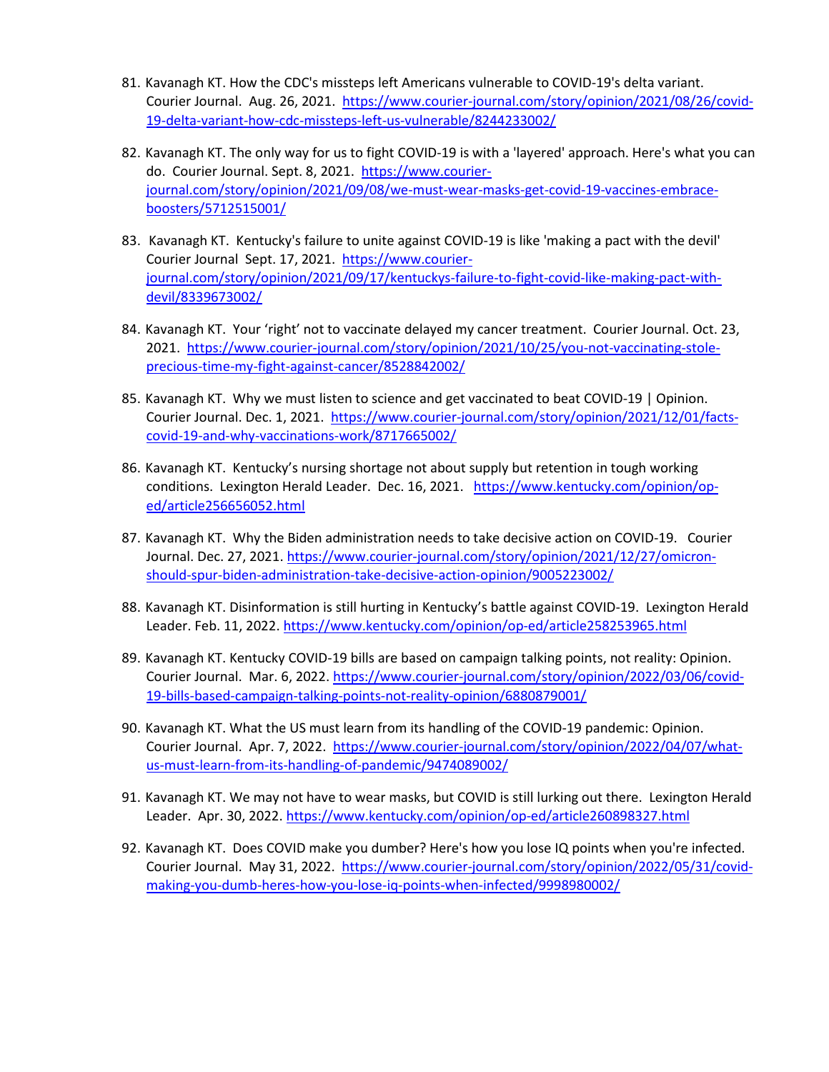81. Kavanagh KT. How the CDC's missteps left Americans vulnerable to COVID-19's delta variant. Courier Journal. Aug. 26, 2021. https://www.courier-journal.com/story/opinion/2021/08/26/covid-19-delta-variant-how-cdc-missteps-left-us-vulnerable/8244233002/

82. Kavanagh KT. The only way for us to fight COVID-19 is with a 'layered' approach. Here's what you can do. Courier Journal. Sept. 8, 2021. https://www.courier-journal.com/story/opinion/2021/09/08/we-must-wear-masks-get-covid-19-vaccines-embrace-boosters/5712515001/

83. Kavanagh KT. Kentucky's failure to unite against COVID-19 is like 'making a pact with the devil' Courier Journal Sept. 17, 2021. https://www.courier-journal.com/story/opinion/2021/09/17/kentuckys-failure-to-fight-covid-like-making-pact-with-devil/8339673002/

84. Kavanagh KT. Your 'right' not to vaccinate delayed my cancer treatment. Courier Journal. Oct. 23, 2021. https://www.courier-journal.com/story/opinion/2021/10/25/you-not-vaccinating-stole-precious-time-my-fight-against-cancer/8528842002/

85. Kavanagh KT. Why we must listen to science and get vaccinated to beat COVID-19 | Opinion. Courier Journal. Dec. 1, 2021. https://www.courier-journal.com/story/opinion/2021/12/01/facts-covid-19-and-why-vaccinations-work/8717665002/

86. Kavanagh KT. Kentucky's nursing shortage not about supply but retention in tough working conditions. Lexington Herald Leader. Dec. 16, 2021. https://www.kentucky.com/opinion/op-ed/article256656052.html

87. Kavanagh KT. Why the Biden administration needs to take decisive action on COVID-19. Courier Journal. Dec. 27, 2021. https://www.courier-journal.com/story/opinion/2021/12/27/omicron-should-spur-biden-administration-take-decisive-action-opinion/9005223002/

88. Kavanagh KT. Disinformation is still hurting in Kentucky's battle against COVID-19. Lexington Herald Leader. Feb. 11, 2022. https://www.kentucky.com/opinion/op-ed/article258253965.html

89. Kavanagh KT. Kentucky COVID-19 bills are based on campaign talking points, not reality: Opinion. Courier Journal. Mar. 6, 2022. https://www.courier-journal.com/story/opinion/2022/03/06/covid-19-bills-based-campaign-talking-points-not-reality-opinion/6880879001/

90. Kavanagh KT. What the US must learn from its handling of the COVID-19 pandemic: Opinion. Courier Journal. Apr. 7, 2022. https://www.courier-journal.com/story/opinion/2022/04/07/what-us-must-learn-from-its-handling-of-pandemic/9474089002/

91. Kavanagh KT. We may not have to wear masks, but COVID is still lurking out there. Lexington Herald Leader. Apr. 30, 2022. https://www.kentucky.com/opinion/op-ed/article260898327.html

92. Kavanagh KT. Does COVID make you dumber? Here's how you lose IQ points when you're infected. Courier Journal. May 31, 2022. https://www.courier-journal.com/story/opinion/2022/05/31/covid-making-you-dumb-heres-how-you-lose-iq-points-when-infected/9998980002/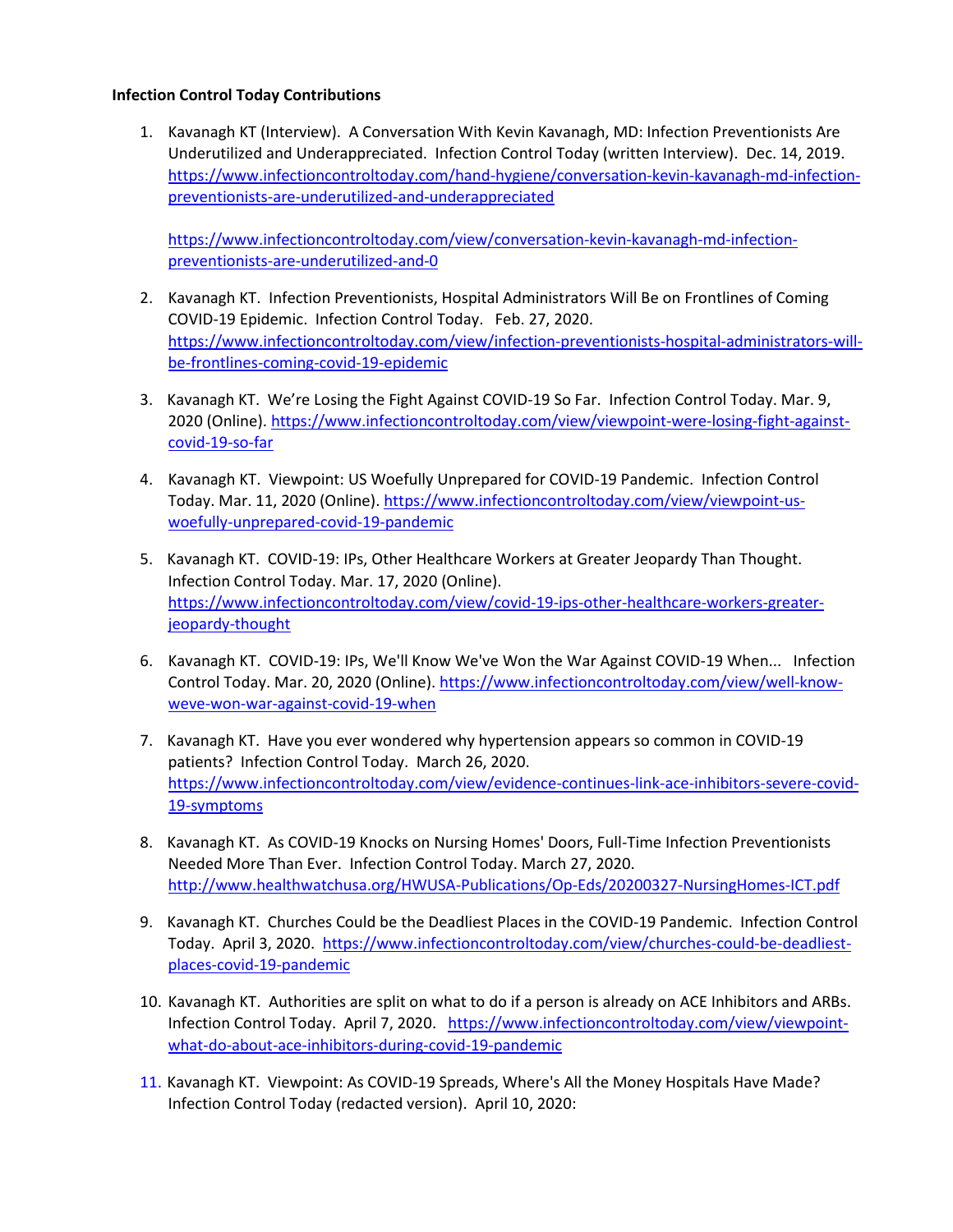**Infection Control Today Contributions**

1. Kavanagh KT (Interview). A Conversation With Kevin Kavanagh, MD: Infection Preventionists Are Underutilized and Underappreciated. Infection Control Today (written Interview). Dec. 14, 2019. https://www.infectioncontroltoday.com/hand-hygiene/conversation-kevin-kavanagh-md-infection-preventionists-are-underutilized-and-underappreciated

   https://www.infectioncontroltoday.com/view/conversation-kevin-kavanagh-md-infection-preventionists-are-underutilized-and-0

2. Kavanagh KT. Infection Preventionists, Hospital Administrators Will Be on Frontlines of Coming COVID-19 Epidemic. Infection Control Today. Feb. 27, 2020. https://www.infectioncontroltoday.com/view/infection-preventionists-hospital-administrators-will-be-frontlines-coming-covid-19-epidemic

3. Kavanagh KT. We're Losing the Fight Against COVID-19 So Far. Infection Control Today. Mar. 9, 2020 (Online). https://www.infectioncontroltoday.com/view/viewpoint-were-losing-fight-against-covid-19-so-far

4. Kavanagh KT. Viewpoint: US Woefully Unprepared for COVID-19 Pandemic. Infection Control Today. Mar. 11, 2020 (Online). https://www.infectioncontroltoday.com/view/viewpoint-us-woefully-unprepared-covid-19-pandemic

5. Kavanagh KT. COVID-19: IPs, Other Healthcare Workers at Greater Jeopardy Than Thought. Infection Control Today. Mar. 17, 2020 (Online). https://www.infectioncontroltoday.com/view/covid-19-ips-other-healthcare-workers-greater-jeopardy-thought

6. Kavanagh KT. COVID-19: IPs, We'll Know We've Won the War Against COVID-19 When... Infection Control Today. Mar. 20, 2020 (Online). https://www.infectioncontroltoday.com/view/well-know-weve-won-war-against-covid-19-when

7. Kavanagh KT. Have you ever wondered why hypertension appears so common in COVID-19 patients? Infection Control Today. March 26, 2020. https://www.infectioncontroltoday.com/view/evidence-continues-link-ace-inhibitors-severe-covid-19-symptoms

8. Kavanagh KT. As COVID-19 Knocks on Nursing Homes' Doors, Full-Time Infection Preventionists Needed More Than Ever. Infection Control Today. March 27, 2020. http://www.healthwatchusa.org/HWUSA-Publications/Op-Eds/20200327-NursingHomes-ICT.pdf

9. Kavanagh KT. Churches Could be the Deadliest Places in the COVID-19 Pandemic. Infection Control Today. April 3, 2020. https://www.infectioncontroltoday.com/view/churches-could-be-deadliest-places-covid-19-pandemic

10. Kavanagh KT. Authorities are split on what to do if a person is already on ACE Inhibitors and ARBs. Infection Control Today. April 7, 2020. https://www.infectioncontroltoday.com/view/viewpoint-what-do-about-ace-inhibitors-during-covid-19-pandemic

11. Kavanagh KT. Viewpoint: As COVID-19 Spreads, Where's All the Money Hospitals Have Made? Infection Control Today (redacted version). April 10, 2020: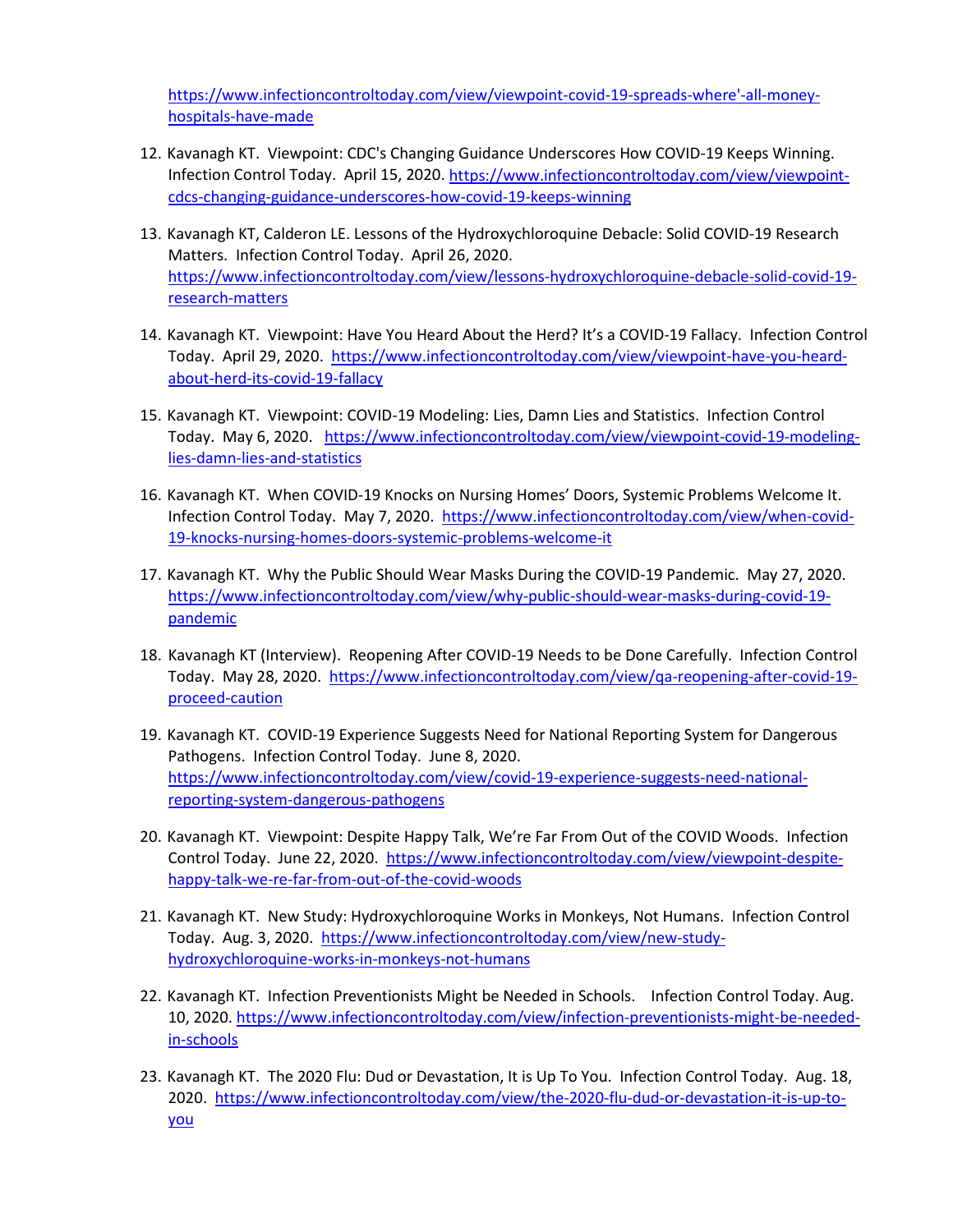https://www.infectioncontroltoday.com/view/viewpoint-covid-19-spreads-where'-all-money-hospitals-have-made

12. Kavanagh KT. Viewpoint: CDC's Changing Guidance Underscores How COVID-19 Keeps Winning. Infection Control Today. April 15, 2020. https://www.infectioncontroltoday.com/view/viewpoint-cdcs-changing-guidance-underscores-how-covid-19-keeps-winning

13. Kavanagh KT, Calderon LE. Lessons of the Hydroxychloroquine Debacle: Solid COVID-19 Research Matters. Infection Control Today. April 26, 2020. https://www.infectioncontroltoday.com/view/lessons-hydroxychloroquine-debacle-solid-covid-19-research-matters

14. Kavanagh KT. Viewpoint: Have You Heard About the Herd? It's a COVID-19 Fallacy. Infection Control Today. April 29, 2020. https://www.infectioncontroltoday.com/view/viewpoint-have-you-heard-about-herd-its-covid-19-fallacy

15. Kavanagh KT. Viewpoint: COVID-19 Modeling: Lies, Damn Lies and Statistics. Infection Control Today. May 6, 2020. https://www.infectioncontroltoday.com/view/viewpoint-covid-19-modeling-lies-damn-lies-and-statistics

16. Kavanagh KT. When COVID-19 Knocks on Nursing Homes' Doors, Systemic Problems Welcome It. Infection Control Today. May 7, 2020. https://www.infectioncontroltoday.com/view/when-covid-19-knocks-nursing-homes-doors-systemic-problems-welcome-it

17. Kavanagh KT. Why the Public Should Wear Masks During the COVID-19 Pandemic. May 27, 2020. https://www.infectioncontroltoday.com/view/why-public-should-wear-masks-during-covid-19-pandemic

18. Kavanagh KT (Interview). Reopening After COVID-19 Needs to be Done Carefully. Infection Control Today. May 28, 2020. https://www.infectioncontroltoday.com/view/qa-reopening-after-covid-19-proceed-caution

19. Kavanagh KT. COVID-19 Experience Suggests Need for National Reporting System for Dangerous Pathogens. Infection Control Today. June 8, 2020. https://www.infectioncontroltoday.com/view/covid-19-experience-suggests-need-national-reporting-system-dangerous-pathogens

20. Kavanagh KT. Viewpoint: Despite Happy Talk, We're Far From Out of the COVID Woods. Infection Control Today. June 22, 2020. https://www.infectioncontroltoday.com/view/viewpoint-despite-happy-talk-we-re-far-from-out-of-the-covid-woods

21. Kavanagh KT. New Study: Hydroxychloroquine Works in Monkeys, Not Humans. Infection Control Today. Aug. 3, 2020. https://www.infectioncontroltoday.com/view/new-study-hydroxychloroquine-works-in-monkeys-not-humans

22. Kavanagh KT. Infection Preventionists Might be Needed in Schools. Infection Control Today. Aug. 10, 2020. https://www.infectioncontroltoday.com/view/infection-preventionists-might-be-needed-in-schools

23. Kavanagh KT. The 2020 Flu: Dud or Devastation, It is Up To You. Infection Control Today. Aug. 18, 2020. https://www.infectioncontroltoday.com/view/the-2020-flu-dud-or-devastation-it-is-up-to-you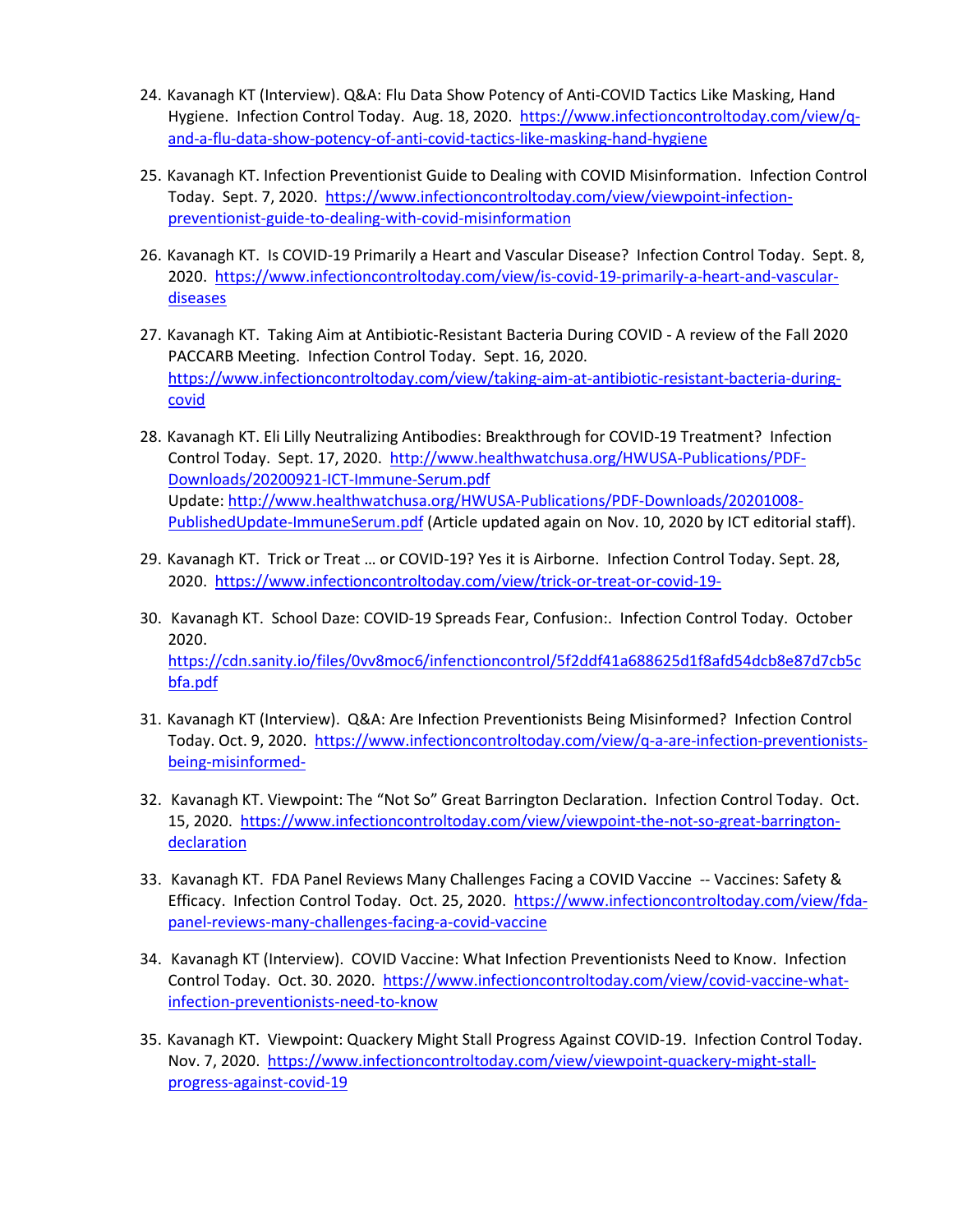24. Kavanagh KT (Interview). Q&A: Flu Data Show Potency of Anti-COVID Tactics Like Masking, Hand Hygiene. Infection Control Today. Aug. 18, 2020. https://www.infectioncontroltoday.com/view/q-and-a-flu-data-show-potency-of-anti-covid-tactics-like-masking-hand-hygiene

25. Kavanagh KT. Infection Preventionist Guide to Dealing with COVID Misinformation. Infection Control Today. Sept. 7, 2020. https://www.infectioncontroltoday.com/view/viewpoint-infection-preventionist-guide-to-dealing-with-covid-misinformation

26. Kavanagh KT. Is COVID-19 Primarily a Heart and Vascular Disease? Infection Control Today. Sept. 8, 2020. https://www.infectioncontroltoday.com/view/is-covid-19-primarily-a-heart-and-vascular-diseases

27. Kavanagh KT. Taking Aim at Antibiotic-Resistant Bacteria During COVID - A review of the Fall 2020 PACCARB Meeting. Infection Control Today. Sept. 16, 2020. https://www.infectioncontroltoday.com/view/taking-aim-at-antibiotic-resistant-bacteria-during-covid

28. Kavanagh KT. Eli Lilly Neutralizing Antibodies: Breakthrough for COVID-19 Treatment? Infection Control Today. Sept. 17, 2020. http://www.healthwatchusa.org/HWUSA-Publications/PDF-Downloads/20200921-ICT-Immune-Serum.pdf
Update: http://www.healthwatchusa.org/HWUSA-Publications/PDF-Downloads/20201008-PublishedUpdate-ImmuneSerum.pdf (Article updated again on Nov. 10, 2020 by ICT editorial staff).

29. Kavanagh KT. Trick or Treat … or COVID-19? Yes it is Airborne. Infection Control Today. Sept. 28, 2020. https://www.infectioncontroltoday.com/view/trick-or-treat-or-covid-19-

30. Kavanagh KT. School Daze: COVID-19 Spreads Fear, Confusion:. Infection Control Today. October 2020. https://cdn.sanity.io/files/0vv8moc6/infenctioncontrol/5f2ddf41a688625d1f8afd54dcb8e87d7cb5cbfa.pdf

31. Kavanagh KT (Interview). Q&A: Are Infection Preventionists Being Misinformed? Infection Control Today. Oct. 9, 2020. https://www.infectioncontroltoday.com/view/q-a-are-infection-preventionists-being-misinformed-

32. Kavanagh KT. Viewpoint: The "Not So" Great Barrington Declaration. Infection Control Today. Oct. 15, 2020. https://www.infectioncontroltoday.com/view/viewpoint-the-not-so-great-barrington-declaration

33. Kavanagh KT. FDA Panel Reviews Many Challenges Facing a COVID Vaccine -- Vaccines: Safety & Efficacy. Infection Control Today. Oct. 25, 2020. https://www.infectioncontroltoday.com/view/fda-panel-reviews-many-challenges-facing-a-covid-vaccine

34. Kavanagh KT (Interview). COVID Vaccine: What Infection Preventionists Need to Know. Infection Control Today. Oct. 30. 2020. https://www.infectioncontroltoday.com/view/covid-vaccine-what-infection-preventionists-need-to-know

35. Kavanagh KT. Viewpoint: Quackery Might Stall Progress Against COVID-19. Infection Control Today. Nov. 7, 2020. https://www.infectioncontroltoday.com/view/viewpoint-quackery-might-stall-progress-against-covid-19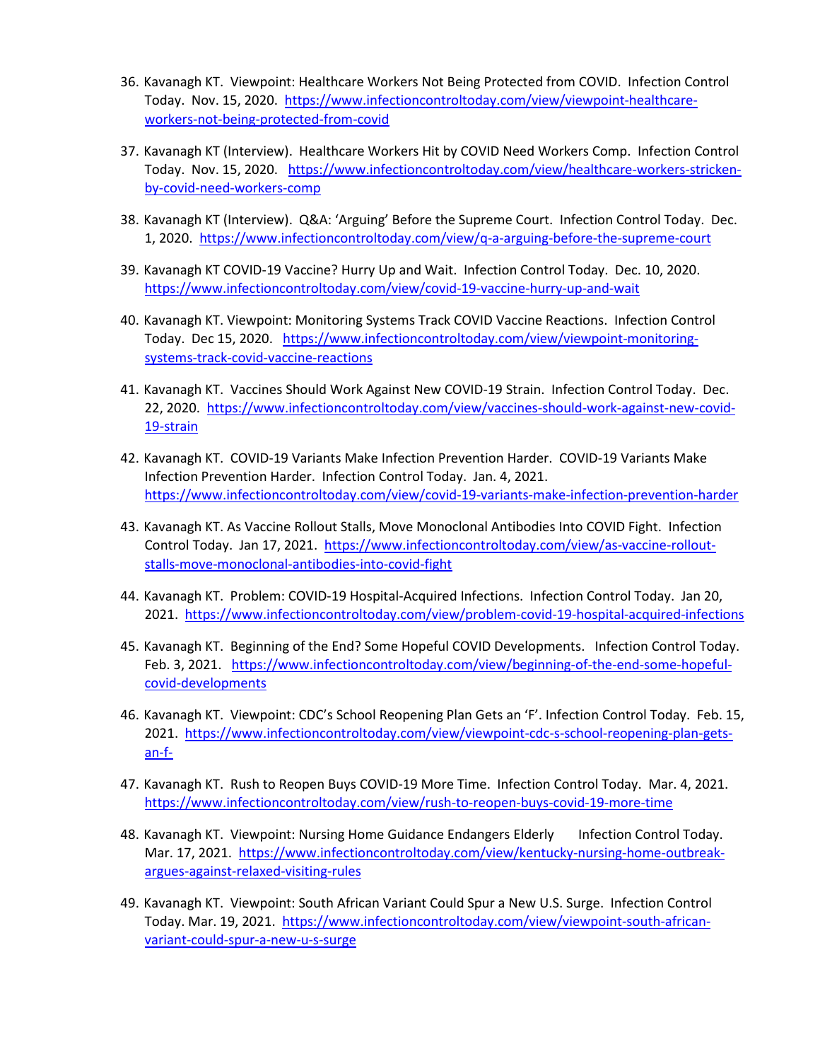36. Kavanagh KT. Viewpoint: Healthcare Workers Not Being Protected from COVID. Infection Control Today. Nov. 15, 2020. https://www.infectioncontroltoday.com/view/viewpoint-healthcare-workers-not-being-protected-from-covid

37. Kavanagh KT (Interview). Healthcare Workers Hit by COVID Need Workers Comp. Infection Control Today. Nov. 15, 2020. https://www.infectioncontroltoday.com/view/healthcare-workers-stricken-by-covid-need-workers-comp

38. Kavanagh KT (Interview). Q&A: 'Arguing' Before the Supreme Court. Infection Control Today. Dec. 1, 2020. https://www.infectioncontroltoday.com/view/q-a-arguing-before-the-supreme-court

39. Kavanagh KT COVID-19 Vaccine? Hurry Up and Wait. Infection Control Today. Dec. 10, 2020. https://www.infectioncontroltoday.com/view/covid-19-vaccine-hurry-up-and-wait

40. Kavanagh KT. Viewpoint: Monitoring Systems Track COVID Vaccine Reactions. Infection Control Today. Dec 15, 2020. https://www.infectioncontroltoday.com/view/viewpoint-monitoring-systems-track-covid-vaccine-reactions

41. Kavanagh KT. Vaccines Should Work Against New COVID-19 Strain. Infection Control Today. Dec. 22, 2020. https://www.infectioncontroltoday.com/view/vaccines-should-work-against-new-covid-19-strain

42. Kavanagh KT. COVID-19 Variants Make Infection Prevention Harder. COVID-19 Variants Make Infection Prevention Harder. Infection Control Today. Jan. 4, 2021. https://www.infectioncontroltoday.com/view/covid-19-variants-make-infection-prevention-harder

43. Kavanagh KT. As Vaccine Rollout Stalls, Move Monoclonal Antibodies Into COVID Fight. Infection Control Today. Jan 17, 2021. https://www.infectioncontroltoday.com/view/as-vaccine-rollout-stalls-move-monoclonal-antibodies-into-covid-fight

44. Kavanagh KT. Problem: COVID-19 Hospital-Acquired Infections. Infection Control Today. Jan 20, 2021. https://www.infectioncontroltoday.com/view/problem-covid-19-hospital-acquired-infections

45. Kavanagh KT. Beginning of the End? Some Hopeful COVID Developments. Infection Control Today. Feb. 3, 2021. https://www.infectioncontroltoday.com/view/beginning-of-the-end-some-hopeful-covid-developments

46. Kavanagh KT. Viewpoint: CDC's School Reopening Plan Gets an 'F'. Infection Control Today. Feb. 15, 2021. https://www.infectioncontroltoday.com/view/viewpoint-cdc-s-school-reopening-plan-gets-an-f-

47. Kavanagh KT. Rush to Reopen Buys COVID-19 More Time. Infection Control Today. Mar. 4, 2021. https://www.infectioncontroltoday.com/view/rush-to-reopen-buys-covid-19-more-time

48. Kavanagh KT. Viewpoint: Nursing Home Guidance Endangers Elderly Infection Control Today. Mar. 17, 2021. https://www.infectioncontroltoday.com/view/kentucky-nursing-home-outbreak-argues-against-relaxed-visiting-rules

49. Kavanagh KT. Viewpoint: South African Variant Could Spur a New U.S. Surge. Infection Control Today. Mar. 19, 2021. https://www.infectioncontroltoday.com/view/viewpoint-south-african-variant-could-spur-a-new-u-s-surge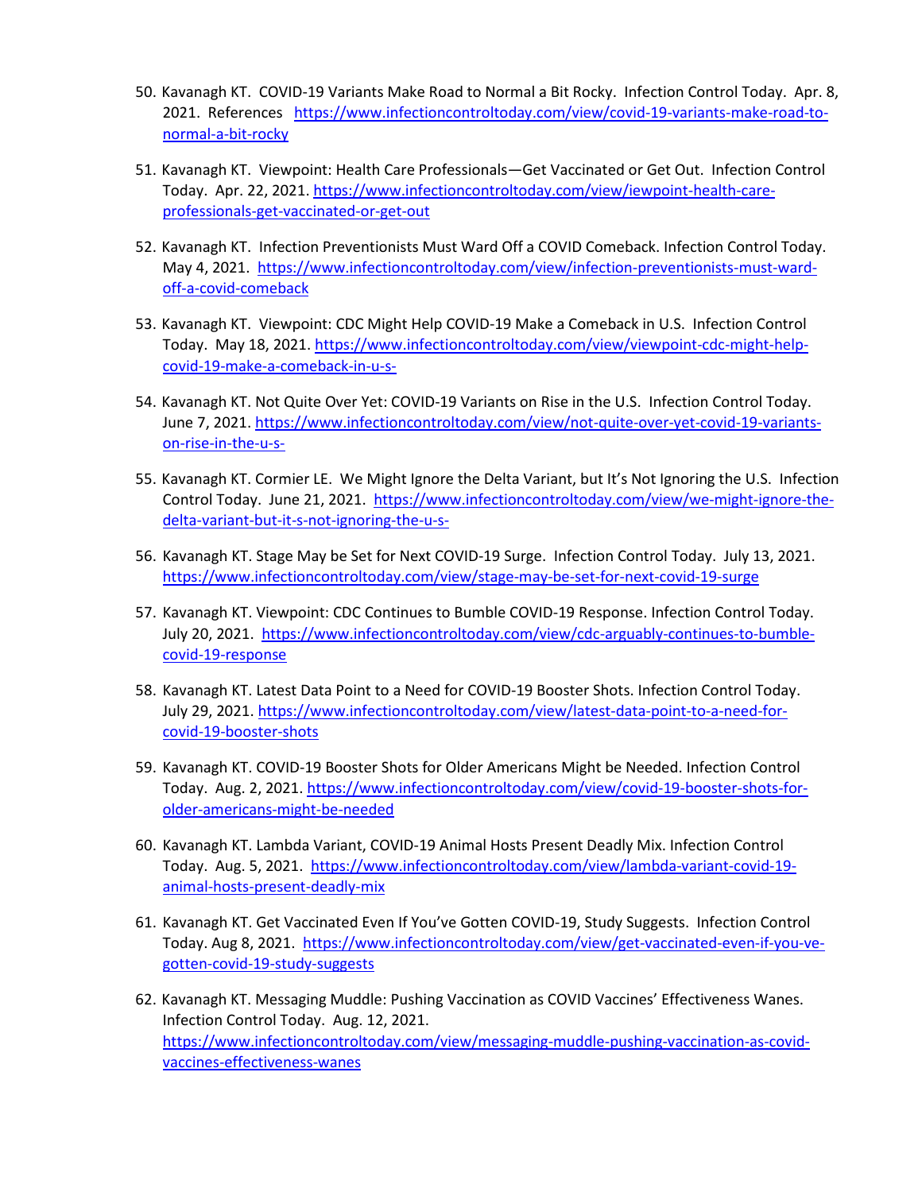50. Kavanagh KT. COVID-19 Variants Make Road to Normal a Bit Rocky. Infection Control Today. Apr. 8, 2021. References https://www.infectioncontroltoday.com/view/covid-19-variants-make-road-to-normal-a-bit-rocky

51. Kavanagh KT. Viewpoint: Health Care Professionals—Get Vaccinated or Get Out. Infection Control Today. Apr. 22, 2021. https://www.infectioncontroltoday.com/view/iewpoint-health-care-professionals-get-vaccinated-or-get-out

52. Kavanagh KT. Infection Preventionists Must Ward Off a COVID Comeback. Infection Control Today. May 4, 2021. https://www.infectioncontroltoday.com/view/infection-preventionists-must-ward-off-a-covid-comeback

53. Kavanagh KT. Viewpoint: CDC Might Help COVID-19 Make a Comeback in U.S. Infection Control Today. May 18, 2021. https://www.infectioncontroltoday.com/view/viewpoint-cdc-might-help-covid-19-make-a-comeback-in-u-s-

54. Kavanagh KT. Not Quite Over Yet: COVID-19 Variants on Rise in the U.S. Infection Control Today. June 7, 2021. https://www.infectioncontroltoday.com/view/not-quite-over-yet-covid-19-variants-on-rise-in-the-u-s-

55. Kavanagh KT. Cormier LE. We Might Ignore the Delta Variant, but It's Not Ignoring the U.S. Infection Control Today. June 21, 2021. https://www.infectioncontroltoday.com/view/we-might-ignore-the-delta-variant-but-it-s-not-ignoring-the-u-s-

56. Kavanagh KT. Stage May be Set for Next COVID-19 Surge. Infection Control Today. July 13, 2021. https://www.infectioncontroltoday.com/view/stage-may-be-set-for-next-covid-19-surge

57. Kavanagh KT. Viewpoint: CDC Continues to Bumble COVID-19 Response. Infection Control Today. July 20, 2021. https://www.infectioncontroltoday.com/view/cdc-arguably-continues-to-bumble-covid-19-response

58. Kavanagh KT. Latest Data Point to a Need for COVID-19 Booster Shots. Infection Control Today. July 29, 2021. https://www.infectioncontroltoday.com/view/latest-data-point-to-a-need-for-covid-19-booster-shots

59. Kavanagh KT. COVID-19 Booster Shots for Older Americans Might be Needed. Infection Control Today. Aug. 2, 2021. https://www.infectioncontroltoday.com/view/covid-19-booster-shots-for-older-americans-might-be-needed

60. Kavanagh KT. Lambda Variant, COVID-19 Animal Hosts Present Deadly Mix. Infection Control Today. Aug. 5, 2021. https://www.infectioncontroltoday.com/view/lambda-variant-covid-19-animal-hosts-present-deadly-mix

61. Kavanagh KT. Get Vaccinated Even If You've Gotten COVID-19, Study Suggests. Infection Control Today. Aug 8, 2021. https://www.infectioncontroltoday.com/view/get-vaccinated-even-if-you-ve-gotten-covid-19-study-suggests

62. Kavanagh KT. Messaging Muddle: Pushing Vaccination as COVID Vaccines' Effectiveness Wanes. Infection Control Today. Aug. 12, 2021. https://www.infectioncontroltoday.com/view/messaging-muddle-pushing-vaccination-as-covid-vaccines-effectiveness-wanes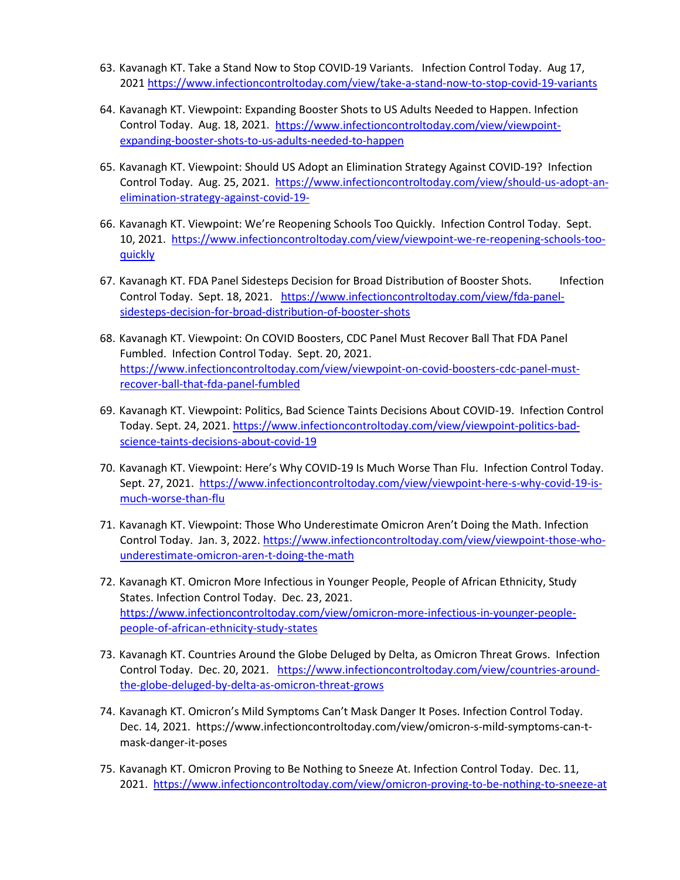63. Kavanagh KT. Take a Stand Now to Stop COVID-19 Variants. Infection Control Today. Aug 17, 2021 https://www.infectioncontroltoday.com/view/take-a-stand-now-to-stop-covid-19-variants

64. Kavanagh KT. Viewpoint: Expanding Booster Shots to US Adults Needed to Happen. Infection Control Today. Aug. 18, 2021. https://www.infectioncontroltoday.com/view/viewpoint-expanding-booster-shots-to-us-adults-needed-to-happen

65. Kavanagh KT. Viewpoint: Should US Adopt an Elimination Strategy Against COVID-19? Infection Control Today. Aug. 25, 2021. https://www.infectioncontroltoday.com/view/should-us-adopt-an-elimination-strategy-against-covid-19-

66. Kavanagh KT. Viewpoint: We're Reopening Schools Too Quickly. Infection Control Today. Sept. 10, 2021. https://www.infectioncontroltoday.com/view/viewpoint-we-re-reopening-schools-too-quickly

67. Kavanagh KT. FDA Panel Sidesteps Decision for Broad Distribution of Booster Shots. Infection Control Today. Sept. 18, 2021. https://www.infectioncontroltoday.com/view/fda-panel-sidesteps-decision-for-broad-distribution-of-booster-shots

68. Kavanagh KT. Viewpoint: On COVID Boosters, CDC Panel Must Recover Ball That FDA Panel Fumbled. Infection Control Today. Sept. 20, 2021. https://www.infectioncontroltoday.com/view/viewpoint-on-covid-boosters-cdc-panel-must-recover-ball-that-fda-panel-fumbled

69. Kavanagh KT. Viewpoint: Politics, Bad Science Taints Decisions About COVID-19. Infection Control Today. Sept. 24, 2021. https://www.infectioncontroltoday.com/view/viewpoint-politics-bad-science-taints-decisions-about-covid-19

70. Kavanagh KT. Viewpoint: Here's Why COVID-19 Is Much Worse Than Flu. Infection Control Today. Sept. 27, 2021. https://www.infectioncontroltoday.com/view/viewpoint-here-s-why-covid-19-is-much-worse-than-flu

71. Kavanagh KT. Viewpoint: Those Who Underestimate Omicron Aren't Doing the Math. Infection Control Today. Jan. 3, 2022. https://www.infectioncontroltoday.com/view/viewpoint-those-who-underestimate-omicron-aren-t-doing-the-math

72. Kavanagh KT. Omicron More Infectious in Younger People, People of African Ethnicity, Study States. Infection Control Today. Dec. 23, 2021. https://www.infectioncontroltoday.com/view/omicron-more-infectious-in-younger-people-people-of-african-ethnicity-study-states

73. Kavanagh KT. Countries Around the Globe Deluged by Delta, as Omicron Threat Grows. Infection Control Today. Dec. 20, 2021. https://www.infectioncontroltoday.com/view/countries-around-the-globe-deluged-by-delta-as-omicron-threat-grows

74. Kavanagh KT. Omicron's Mild Symptoms Can't Mask Danger It Poses. Infection Control Today. Dec. 14, 2021. https://www.infectioncontroltoday.com/view/omicron-s-mild-symptoms-can-t-mask-danger-it-poses

75. Kavanagh KT. Omicron Proving to Be Nothing to Sneeze At. Infection Control Today. Dec. 11, 2021. https://www.infectioncontroltoday.com/view/omicron-proving-to-be-nothing-to-sneeze-at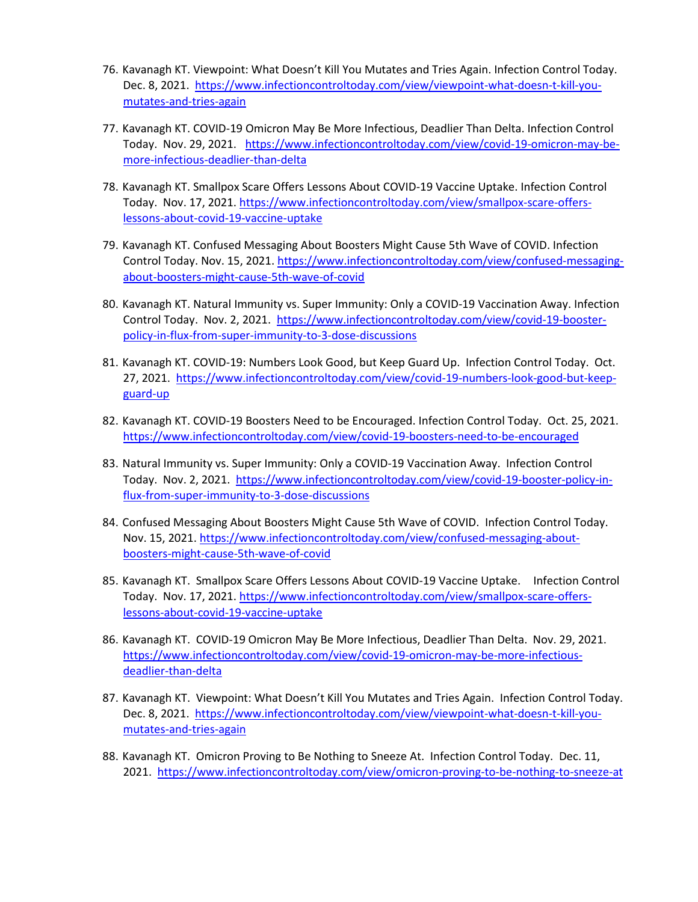76. Kavanagh KT. Viewpoint: What Doesn't Kill You Mutates and Tries Again. Infection Control Today. Dec. 8, 2021. https://www.infectioncontroltoday.com/view/viewpoint-what-doesn-t-kill-you-mutates-and-tries-again

77. Kavanagh KT. COVID-19 Omicron May Be More Infectious, Deadlier Than Delta. Infection Control Today. Nov. 29, 2021. https://www.infectioncontroltoday.com/view/covid-19-omicron-may-be-more-infectious-deadlier-than-delta

78. Kavanagh KT. Smallpox Scare Offers Lessons About COVID-19 Vaccine Uptake. Infection Control Today. Nov. 17, 2021. https://www.infectioncontroltoday.com/view/smallpox-scare-offers-lessons-about-covid-19-vaccine-uptake

79. Kavanagh KT. Confused Messaging About Boosters Might Cause 5th Wave of COVID. Infection Control Today. Nov. 15, 2021. https://www.infectioncontroltoday.com/view/confused-messaging-about-boosters-might-cause-5th-wave-of-covid

80. Kavanagh KT. Natural Immunity vs. Super Immunity: Only a COVID-19 Vaccination Away. Infection Control Today. Nov. 2, 2021. https://www.infectioncontroltoday.com/view/covid-19-booster-policy-in-flux-from-super-immunity-to-3-dose-discussions

81. Kavanagh KT. COVID-19: Numbers Look Good, but Keep Guard Up. Infection Control Today. Oct. 27, 2021. https://www.infectioncontroltoday.com/view/covid-19-numbers-look-good-but-keep-guard-up

82. Kavanagh KT. COVID-19 Boosters Need to be Encouraged. Infection Control Today. Oct. 25, 2021. https://www.infectioncontroltoday.com/view/covid-19-boosters-need-to-be-encouraged

83. Natural Immunity vs. Super Immunity: Only a COVID-19 Vaccination Away. Infection Control Today. Nov. 2, 2021. https://www.infectioncontroltoday.com/view/covid-19-booster-policy-in-flux-from-super-immunity-to-3-dose-discussions

84. Confused Messaging About Boosters Might Cause 5th Wave of COVID. Infection Control Today. Nov. 15, 2021. https://www.infectioncontroltoday.com/view/confused-messaging-about-boosters-might-cause-5th-wave-of-covid

85. Kavanagh KT. Smallpox Scare Offers Lessons About COVID-19 Vaccine Uptake. Infection Control Today. Nov. 17, 2021. https://www.infectioncontroltoday.com/view/smallpox-scare-offers-lessons-about-covid-19-vaccine-uptake

86. Kavanagh KT. COVID-19 Omicron May Be More Infectious, Deadlier Than Delta. Nov. 29, 2021. https://www.infectioncontroltoday.com/view/covid-19-omicron-may-be-more-infectious-deadlier-than-delta

87. Kavanagh KT. Viewpoint: What Doesn't Kill You Mutates and Tries Again. Infection Control Today. Dec. 8, 2021. https://www.infectioncontroltoday.com/view/viewpoint-what-doesn-t-kill-you-mutates-and-tries-again

88. Kavanagh KT. Omicron Proving to Be Nothing to Sneeze At. Infection Control Today. Dec. 11, 2021. https://www.infectioncontroltoday.com/view/omicron-proving-to-be-nothing-to-sneeze-at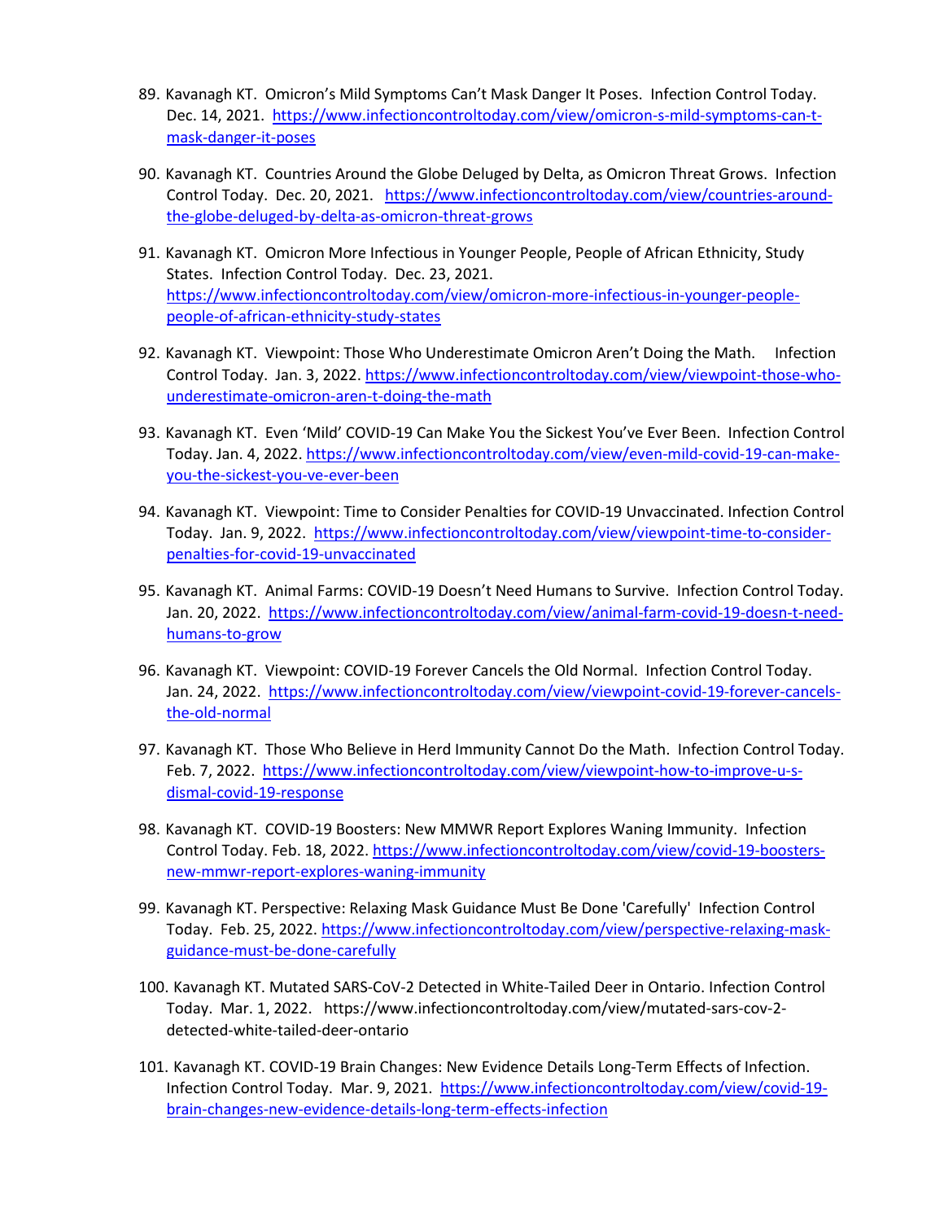89. Kavanagh KT. Omicron's Mild Symptoms Can't Mask Danger It Poses. Infection Control Today. Dec. 14, 2021. https://www.infectioncontroltoday.com/view/omicron-s-mild-symptoms-can-t-mask-danger-it-poses

90. Kavanagh KT. Countries Around the Globe Deluged by Delta, as Omicron Threat Grows. Infection Control Today. Dec. 20, 2021. https://www.infectioncontroltoday.com/view/countries-around-the-globe-deluged-by-delta-as-omicron-threat-grows

91. Kavanagh KT. Omicron More Infectious in Younger People, People of African Ethnicity, Study States. Infection Control Today. Dec. 23, 2021. https://www.infectioncontroltoday.com/view/omicron-more-infectious-in-younger-people-people-of-african-ethnicity-study-states

92. Kavanagh KT. Viewpoint: Those Who Underestimate Omicron Aren't Doing the Math. Infection Control Today. Jan. 3, 2022. https://www.infectioncontroltoday.com/view/viewpoint-those-who-underestimate-omicron-aren-t-doing-the-math

93. Kavanagh KT. Even 'Mild' COVID-19 Can Make You the Sickest You've Ever Been. Infection Control Today. Jan. 4, 2022. https://www.infectioncontroltoday.com/view/even-mild-covid-19-can-make-you-the-sickest-you-ve-ever-been

94. Kavanagh KT. Viewpoint: Time to Consider Penalties for COVID-19 Unvaccinated. Infection Control Today. Jan. 9, 2022. https://www.infectioncontroltoday.com/view/viewpoint-time-to-consider-penalties-for-covid-19-unvaccinated

95. Kavanagh KT. Animal Farms: COVID-19 Doesn't Need Humans to Survive. Infection Control Today. Jan. 20, 2022. https://www.infectioncontroltoday.com/view/animal-farm-covid-19-doesn-t-need-humans-to-grow

96. Kavanagh KT. Viewpoint: COVID-19 Forever Cancels the Old Normal. Infection Control Today. Jan. 24, 2022. https://www.infectioncontroltoday.com/view/viewpoint-covid-19-forever-cancels-the-old-normal

97. Kavanagh KT. Those Who Believe in Herd Immunity Cannot Do the Math. Infection Control Today. Feb. 7, 2022. https://www.infectioncontroltoday.com/view/viewpoint-how-to-improve-u-s-dismal-covid-19-response

98. Kavanagh KT. COVID-19 Boosters: New MMWR Report Explores Waning Immunity. Infection Control Today. Feb. 18, 2022. https://www.infectioncontroltoday.com/view/covid-19-boosters-new-mmwr-report-explores-waning-immunity

99. Kavanagh KT. Perspective: Relaxing Mask Guidance Must Be Done 'Carefully' Infection Control Today. Feb. 25, 2022. https://www.infectioncontroltoday.com/view/perspective-relaxing-mask-guidance-must-be-done-carefully

100. Kavanagh KT. Mutated SARS-CoV-2 Detected in White-Tailed Deer in Ontario. Infection Control Today. Mar. 1, 2022. https://www.infectioncontroltoday.com/view/mutated-sars-cov-2-detected-white-tailed-deer-ontario

101. Kavanagh KT. COVID-19 Brain Changes: New Evidence Details Long-Term Effects of Infection. Infection Control Today. Mar. 9, 2021. https://www.infectioncontroltoday.com/view/covid-19-brain-changes-new-evidence-details-long-term-effects-infection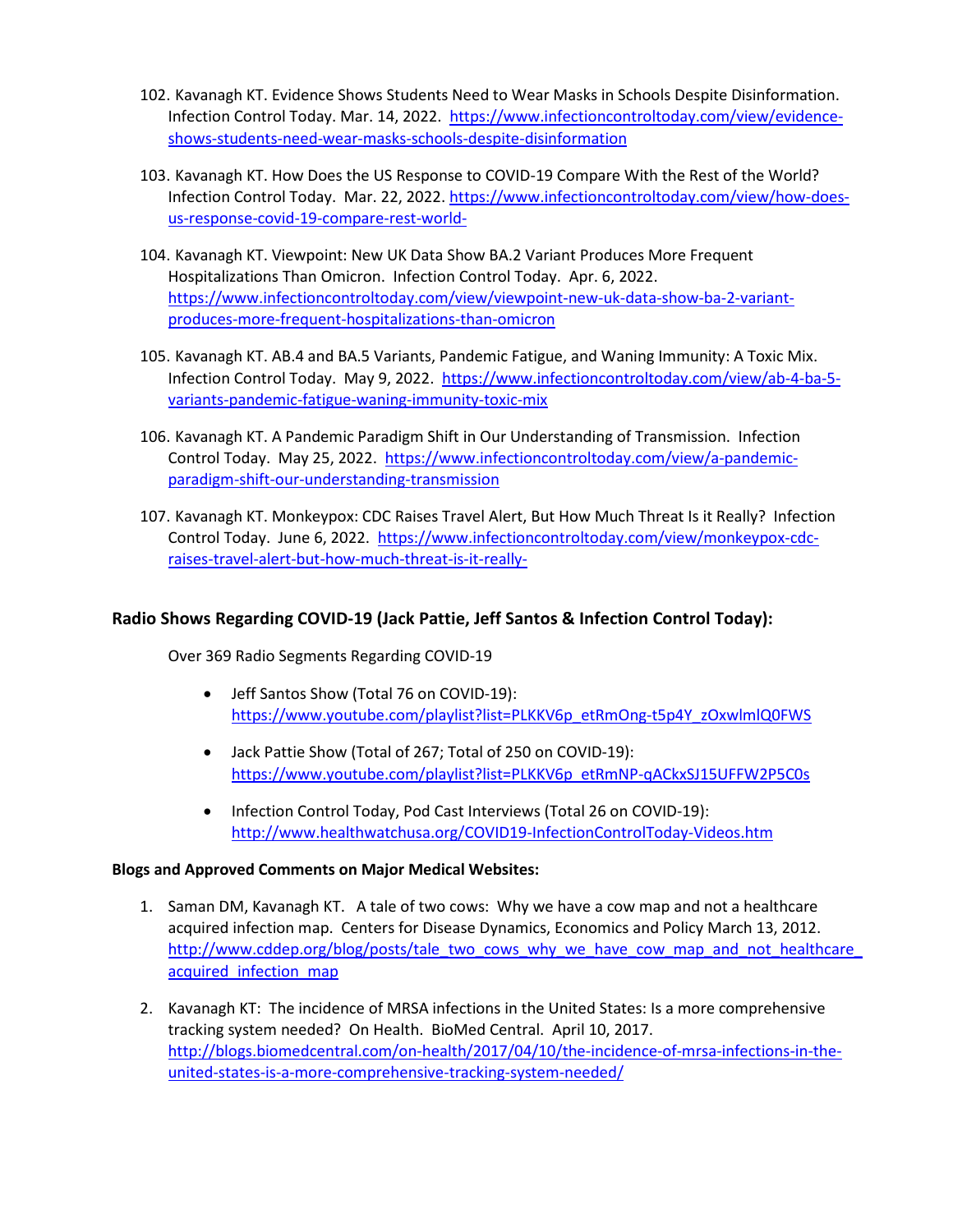102. Kavanagh KT. Evidence Shows Students Need to Wear Masks in Schools Despite Disinformation. Infection Control Today. Mar. 14, 2022. https://www.infectioncontroltoday.com/view/evidence-shows-students-need-wear-masks-schools-despite-disinformation

103. Kavanagh KT. How Does the US Response to COVID-19 Compare With the Rest of the World? Infection Control Today. Mar. 22, 2022. https://www.infectioncontroltoday.com/view/how-does-us-response-covid-19-compare-rest-world-

104. Kavanagh KT. Viewpoint: New UK Data Show BA.2 Variant Produces More Frequent Hospitalizations Than Omicron. Infection Control Today. Apr. 6, 2022. https://www.infectioncontroltoday.com/view/viewpoint-new-uk-data-show-ba-2-variant-produces-more-frequent-hospitalizations-than-omicron

105. Kavanagh KT. AB.4 and BA.5 Variants, Pandemic Fatigue, and Waning Immunity: A Toxic Mix. Infection Control Today. May 9, 2022. https://www.infectioncontroltoday.com/view/ab-4-ba-5-variants-pandemic-fatigue-waning-immunity-toxic-mix

106. Kavanagh KT. A Pandemic Paradigm Shift in Our Understanding of Transmission. Infection Control Today. May 25, 2022. https://www.infectioncontroltoday.com/view/a-pandemic-paradigm-shift-our-understanding-transmission

107. Kavanagh KT. Monkeypox: CDC Raises Travel Alert, But How Much Threat Is it Really? Infection Control Today. June 6, 2022. https://www.infectioncontroltoday.com/view/monkeypox-cdc-raises-travel-alert-but-how-much-threat-is-it-really-

### Radio Shows Regarding COVID-19 (Jack Pattie, Jeff Santos & Infection Control Today):

Over 369 Radio Segments Regarding COVID-19

- Jeff Santos Show (Total 76 on COVID-19): https://www.youtube.com/playlist?list=PLKKV6p_etRmOng-t5p4Y_zOxwlmlQ0FWS
- Jack Pattie Show (Total of 267; Total of 250 on COVID-19): https://www.youtube.com/playlist?list=PLKKV6p_etRmNP-qACkxSJ15UFFW2P5C0s
- Infection Control Today, Pod Cast Interviews (Total 26 on COVID-19): http://www.healthwatchusa.org/COVID19-InfectionControlToday-Videos.htm

#### Blogs and Approved Comments on Major Medical Websites:

1. Saman DM, Kavanagh KT. A tale of two cows: Why we have a cow map and not a healthcare acquired infection map. Centers for Disease Dynamics, Economics and Policy March 13, 2012. http://www.cddep.org/blog/posts/tale_two_cows_why_we_have_cow_map_and_not_healthcare_acquired_infection_map

2. Kavanagh KT: The incidence of MRSA infections in the United States: Is a more comprehensive tracking system needed? On Health. BioMed Central. April 10, 2017. http://blogs.biomedcentral.com/on-health/2017/04/10/the-incidence-of-mrsa-infections-in-the-united-states-is-a-more-comprehensive-tracking-system-needed/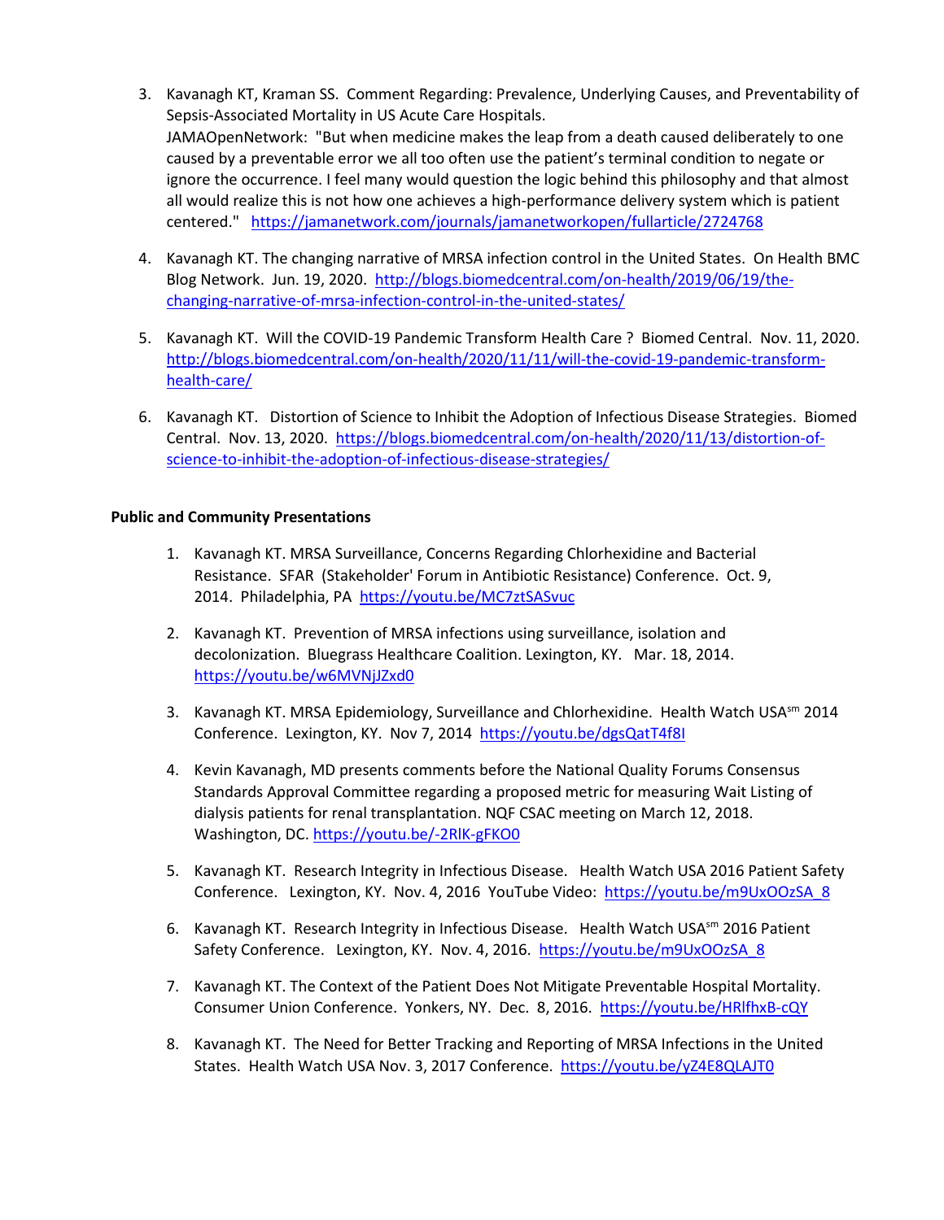3. Kavanagh KT, Kraman SS. Comment Regarding: Prevalence, Underlying Causes, and Preventability of Sepsis-Associated Mortality in US Acute Care Hospitals. JAMAOpenNetwork: "But when medicine makes the leap from a death caused deliberately to one caused by a preventable error we all too often use the patient's terminal condition to negate or ignore the occurrence. I feel many would question the logic behind this philosophy and that almost all would realize this is not how one achieves a high-performance delivery system which is patient centered." https://jamanetwork.com/journals/jamanetworkopen/fullarticle/2724768

4. Kavanagh KT. The changing narrative of MRSA infection control in the United States. On Health BMC Blog Network. Jun. 19, 2020. http://blogs.biomedcentral.com/on-health/2019/06/19/the-changing-narrative-of-mrsa-infection-control-in-the-united-states/

5. Kavanagh KT. Will the COVID-19 Pandemic Transform Health Care ? Biomed Central. Nov. 11, 2020. http://blogs.biomedcentral.com/on-health/2020/11/11/will-the-covid-19-pandemic-transform-health-care/

6. Kavanagh KT. Distortion of Science to Inhibit the Adoption of Infectious Disease Strategies. Biomed Central. Nov. 13, 2020. https://blogs.biomedcentral.com/on-health/2020/11/13/distortion-of-science-to-inhibit-the-adoption-of-infectious-disease-strategies/

**Public and Community Presentations**

1. Kavanagh KT. MRSA Surveillance, Concerns Regarding Chlorhexidine and Bacterial Resistance. SFAR (Stakeholder' Forum in Antibiotic Resistance) Conference. Oct. 9, 2014. Philadelphia, PA https://youtu.be/MC7ztSASvuc

2. Kavanagh KT. Prevention of MRSA infections using surveillance, isolation and decolonization. Bluegrass Healthcare Coalition. Lexington, KY. Mar. 18, 2014. https://youtu.be/w6MVNjJZxd0

3. Kavanagh KT. MRSA Epidemiology, Surveillance and Chlorhexidine. Health Watch USA℠ 2014 Conference. Lexington, KY. Nov 7, 2014 https://youtu.be/dgsQatT4f8I

4. Kevin Kavanagh, MD presents comments before the National Quality Forums Consensus Standards Approval Committee regarding a proposed metric for measuring Wait Listing of dialysis patients for renal transplantation. NQF CSAC meeting on March 12, 2018. Washington, DC. https://youtu.be/-2RlK-gFKO0

5. Kavanagh KT. Research Integrity in Infectious Disease. Health Watch USA 2016 Patient Safety Conference. Lexington, KY. Nov. 4, 2016 YouTube Video: https://youtu.be/m9UxOOzSA_8

6. Kavanagh KT. Research Integrity in Infectious Disease. Health Watch USA℠ 2016 Patient Safety Conference. Lexington, KY. Nov. 4, 2016. https://youtu.be/m9UxOOzSA_8

7. Kavanagh KT. The Context of the Patient Does Not Mitigate Preventable Hospital Mortality. Consumer Union Conference. Yonkers, NY. Dec. 8, 2016. https://youtu.be/HRlfhxB-cQY

8. Kavanagh KT. The Need for Better Tracking and Reporting of MRSA Infections in the United States. Health Watch USA Nov. 3, 2017 Conference. https://youtu.be/yZ4E8QLAJT0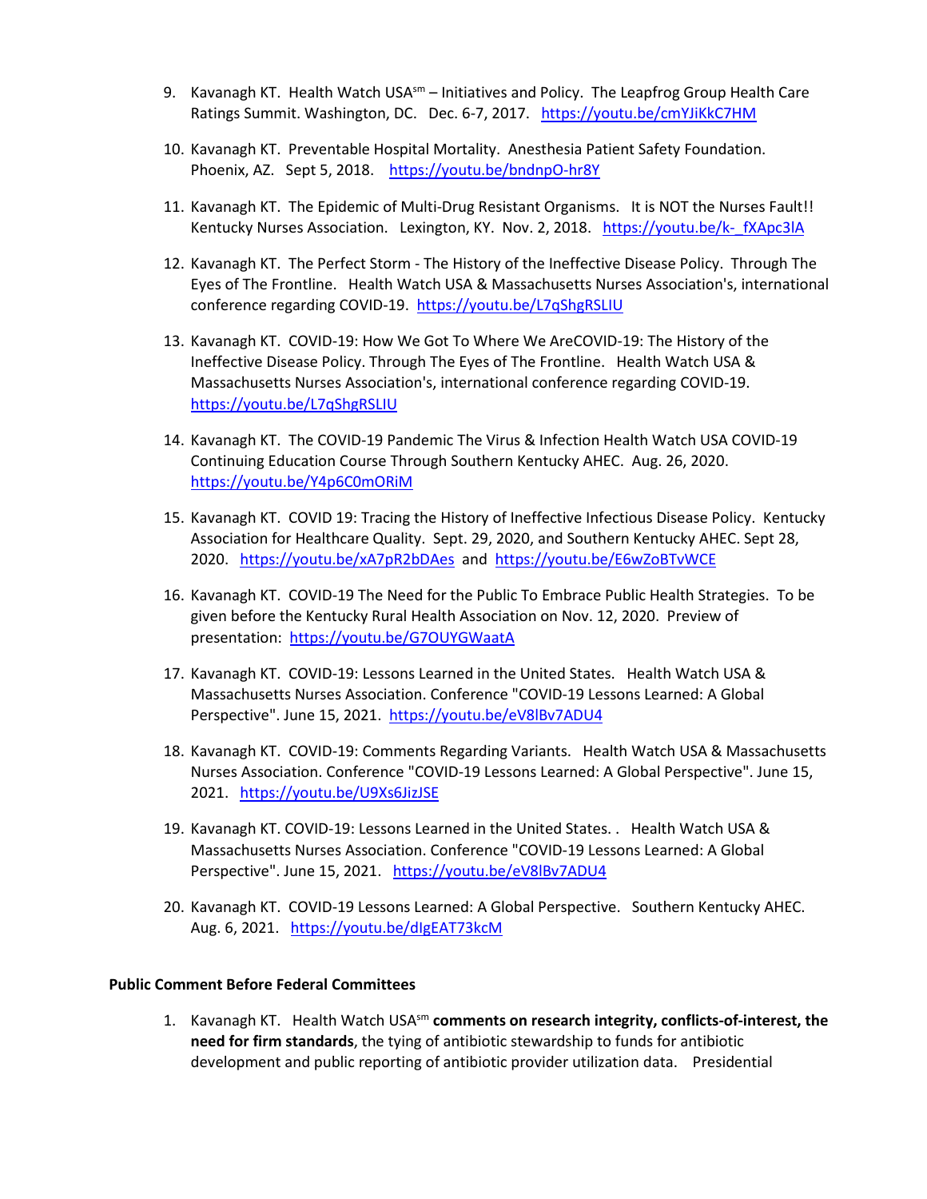9. Kavanagh KT. Health Watch USA[sm] – Initiatives and Policy. The Leapfrog Group Health Care Ratings Summit. Washington, DC. Dec. 6-7, 2017. https://youtu.be/cmYJiKkC7HM

10. Kavanagh KT. Preventable Hospital Mortality. Anesthesia Patient Safety Foundation. Phoenix, AZ. Sept 5, 2018. https://youtu.be/bndnpO-hr8Y

11. Kavanagh KT. The Epidemic of Multi-Drug Resistant Organisms. It is NOT the Nurses Fault!! Kentucky Nurses Association. Lexington, KY. Nov. 2, 2018. https://youtu.be/k-_fXApc3lA

12. Kavanagh KT. The Perfect Storm - The History of the Ineffective Disease Policy. Through The Eyes of The Frontline. Health Watch USA & Massachusetts Nurses Association's, international conference regarding COVID-19. https://youtu.be/L7qShgRSLIU

13. Kavanagh KT. COVID-19: How We Got To Where We AreCOVID-19: The History of the Ineffective Disease Policy. Through The Eyes of The Frontline. Health Watch USA & Massachusetts Nurses Association's, international conference regarding COVID-19. https://youtu.be/L7qShgRSLIU

14. Kavanagh KT. The COVID-19 Pandemic The Virus & Infection Health Watch USA COVID-19 Continuing Education Course Through Southern Kentucky AHEC. Aug. 26, 2020. https://youtu.be/Y4p6C0mORiM

15. Kavanagh KT. COVID 19: Tracing the History of Ineffective Infectious Disease Policy. Kentucky Association for Healthcare Quality. Sept. 29, 2020, and Southern Kentucky AHEC. Sept 28, 2020. https://youtu.be/xA7pR2bDAes and https://youtu.be/E6wZoBTvWCE

16. Kavanagh KT. COVID-19 The Need for the Public To Embrace Public Health Strategies. To be given before the Kentucky Rural Health Association on Nov. 12, 2020. Preview of presentation: https://youtu.be/G7OUYGWaatA

17. Kavanagh KT. COVID-19: Lessons Learned in the United States. Health Watch USA & Massachusetts Nurses Association. Conference "COVID-19 Lessons Learned: A Global Perspective". June 15, 2021. https://youtu.be/eV8lBv7ADU4

18. Kavanagh KT. COVID-19: Comments Regarding Variants. Health Watch USA & Massachusetts Nurses Association. Conference "COVID-19 Lessons Learned: A Global Perspective". June 15, 2021. https://youtu.be/U9Xs6JizJSE

19. Kavanagh KT. COVID-19: Lessons Learned in the United States. . Health Watch USA & Massachusetts Nurses Association. Conference "COVID-19 Lessons Learned: A Global Perspective". June 15, 2021. https://youtu.be/eV8lBv7ADU4

20. Kavanagh KT. COVID-19 Lessons Learned: A Global Perspective. Southern Kentucky AHEC. Aug. 6, 2021. https://youtu.be/dIgEAT73kcM

**Public Comment Before Federal Committees**

1. Kavanagh KT. Health Watch USA[sm] **comments on research integrity, conflicts-of-interest, the need for firm standards**, the tying of antibiotic stewardship to funds for antibiotic development and public reporting of antibiotic provider utilization data. Presidential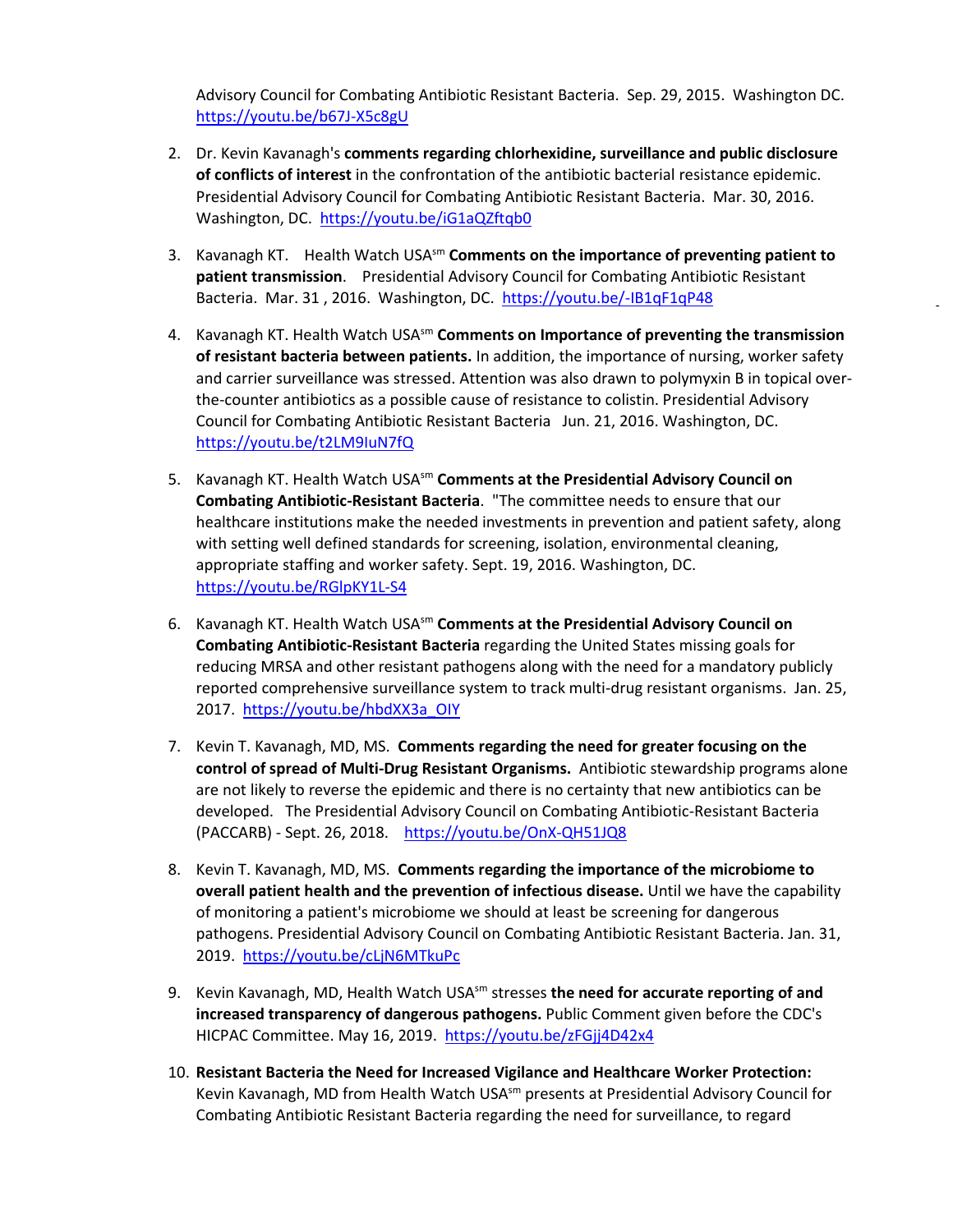Advisory Council for Combating Antibiotic Resistant Bacteria. Sep. 29, 2015. Washington DC. https://youtu.be/b67J-X5c8gU

2. Dr. Kevin Kavanagh's **comments regarding chlorhexidine, surveillance and public disclosure of conflicts of interest** in the confrontation of the antibiotic bacterial resistance epidemic. Presidential Advisory Council for Combating Antibiotic Resistant Bacteria. Mar. 30, 2016. Washington, DC. https://youtu.be/iG1aQZftqb0

3. Kavanagh KT. Health Watch USA[sm] **Comments on the importance of preventing patient to patient transmission**. Presidential Advisory Council for Combating Antibiotic Resistant Bacteria. Mar. 31 , 2016. Washington, DC. https://youtu.be/-IB1qF1qP48

4. Kavanagh KT. Health Watch USA[sm] **Comments on Importance of preventing the transmission of resistant bacteria between patients.** In addition, the importance of nursing, worker safety and carrier surveillance was stressed. Attention was also drawn to polymyxin B in topical over-the-counter antibiotics as a possible cause of resistance to colistin. Presidential Advisory Council for Combating Antibiotic Resistant Bacteria Jun. 21, 2016. Washington, DC. https://youtu.be/t2LM9IuN7fQ

5. Kavanagh KT. Health Watch USA[sm] **Comments at the Presidential Advisory Council on Combating Antibiotic-Resistant Bacteria**. "The committee needs to ensure that our healthcare institutions make the needed investments in prevention and patient safety, along with setting well defined standards for screening, isolation, environmental cleaning, appropriate staffing and worker safety. Sept. 19, 2016. Washington, DC. https://youtu.be/RGlpKY1L-S4

6. Kavanagh KT. Health Watch USA[sm] **Comments at the Presidential Advisory Council on Combating Antibiotic-Resistant Bacteria** regarding the United States missing goals for reducing MRSA and other resistant pathogens along with the need for a mandatory publicly reported comprehensive surveillance system to track multi-drug resistant organisms. Jan. 25, 2017. https://youtu.be/hbdXX3a_OIY

7. Kevin T. Kavanagh, MD, MS. **Comments regarding the need for greater focusing on the control of spread of Multi-Drug Resistant Organisms.** Antibiotic stewardship programs alone are not likely to reverse the epidemic and there is no certainty that new antibiotics can be developed. The Presidential Advisory Council on Combating Antibiotic-Resistant Bacteria (PACCARB) - Sept. 26, 2018. https://youtu.be/OnX-QH51JQ8

8. Kevin T. Kavanagh, MD, MS. **Comments regarding the importance of the microbiome to overall patient health and the prevention of infectious disease.** Until we have the capability of monitoring a patient's microbiome we should at least be screening for dangerous pathogens. Presidential Advisory Council on Combating Antibiotic Resistant Bacteria. Jan. 31, 2019. https://youtu.be/cLjN6MTkuPc

9. Kevin Kavanagh, MD, Health Watch USA[sm] stresses **the need for accurate reporting of and increased transparency of dangerous pathogens.** Public Comment given before the CDC's HICPAC Committee. May 16, 2019. https://youtu.be/zFGjj4D42x4

10. **Resistant Bacteria the Need for Increased Vigilance and Healthcare Worker Protection:** Kevin Kavanagh, MD from Health Watch USA[sm] presents at Presidential Advisory Council for Combating Antibiotic Resistant Bacteria regarding the need for surveillance, to regard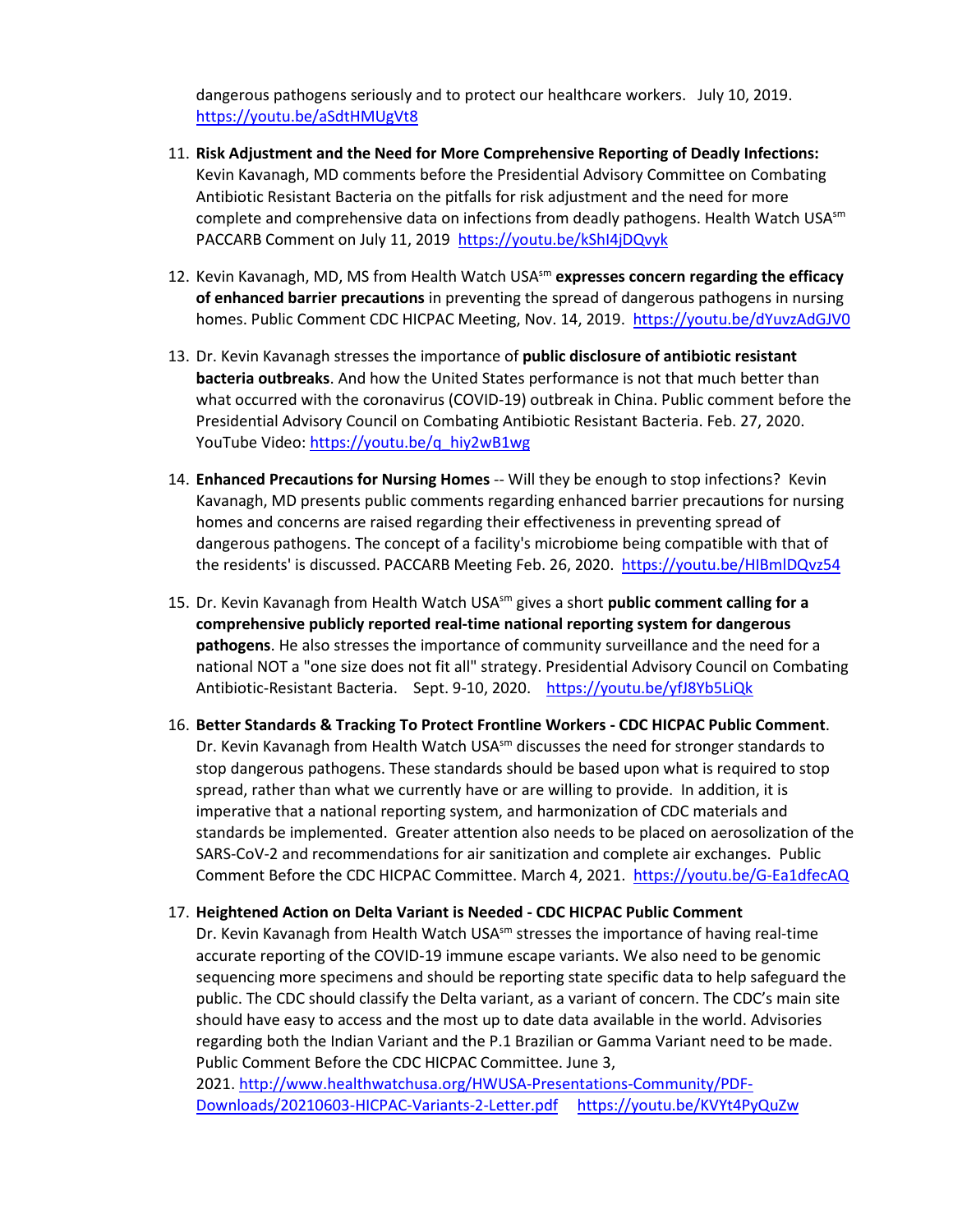dangerous pathogens seriously and to protect our healthcare workers. July 10, 2019. https://youtu.be/aSdtHMUgVt8

11. **Risk Adjustment and the Need for More Comprehensive Reporting of Deadly Infections:** Kevin Kavanagh, MD comments before the Presidential Advisory Committee on Combating Antibiotic Resistant Bacteria on the pitfalls for risk adjustment and the need for more complete and comprehensive data on infections from deadly pathogens. Health Watch USA[sm] PACCARB Comment on July 11, 2019 https://youtu.be/kShI4jDQvyk

12. Kevin Kavanagh, MD, MS from Health Watch USA[sm] **expresses concern regarding the efficacy of enhanced barrier precautions** in preventing the spread of dangerous pathogens in nursing homes. Public Comment CDC HICPAC Meeting, Nov. 14, 2019. https://youtu.be/dYuvzAdGJV0

13. Dr. Kevin Kavanagh stresses the importance of **public disclosure of antibiotic resistant bacteria outbreaks**. And how the United States performance is not that much better than what occurred with the coronavirus (COVID-19) outbreak in China. Public comment before the Presidential Advisory Council on Combating Antibiotic Resistant Bacteria. Feb. 27, 2020. YouTube Video: https://youtu.be/q_hiy2wB1wg

14. **Enhanced Precautions for Nursing Homes** -- Will they be enough to stop infections? Kevin Kavanagh, MD presents public comments regarding enhanced barrier precautions for nursing homes and concerns are raised regarding their effectiveness in preventing spread of dangerous pathogens. The concept of a facility's microbiome being compatible with that of the residents' is discussed. PACCARB Meeting Feb. 26, 2020. https://youtu.be/HIBmlDQvz54

15. Dr. Kevin Kavanagh from Health Watch USA[sm] gives a short **public comment calling for a comprehensive publicly reported real-time national reporting system for dangerous pathogens**. He also stresses the importance of community surveillance and the need for a national NOT a "one size does not fit all" strategy. Presidential Advisory Council on Combating Antibiotic-Resistant Bacteria. Sept. 9-10, 2020. https://youtu.be/yfJ8Yb5LiQk

16. **Better Standards & Tracking To Protect Frontline Workers - CDC HICPAC Public Comment**. Dr. Kevin Kavanagh from Health Watch USA[sm] discusses the need for stronger standards to stop dangerous pathogens. These standards should be based upon what is required to stop spread, rather than what we currently have or are willing to provide. In addition, it is imperative that a national reporting system, and harmonization of CDC materials and standards be implemented. Greater attention also needs to be placed on aerosolization of the SARS-CoV-2 and recommendations for air sanitization and complete air exchanges. Public Comment Before the CDC HICPAC Committee. March 4, 2021. https://youtu.be/G-Ea1dfecAQ

17. **Heightened Action on Delta Variant is Needed - CDC HICPAC Public Comment** Dr. Kevin Kavanagh from Health Watch USA[sm] stresses the importance of having real-time accurate reporting of the COVID-19 immune escape variants. We also need to be genomic sequencing more specimens and should be reporting state specific data to help safeguard the public. The CDC should classify the Delta variant, as a variant of concern. The CDC's main site should have easy to access and the most up to date data available in the world. Advisories regarding both the Indian Variant and the P.1 Brazilian or Gamma Variant need to be made. Public Comment Before the CDC HICPAC Committee. June 3, 2021. http://www.healthwatchusa.org/HWUSA-Presentations-Community/PDF-Downloads/20210603-HICPAC-Variants-2-Letter.pdf https://youtu.be/KVYt4PyQuZw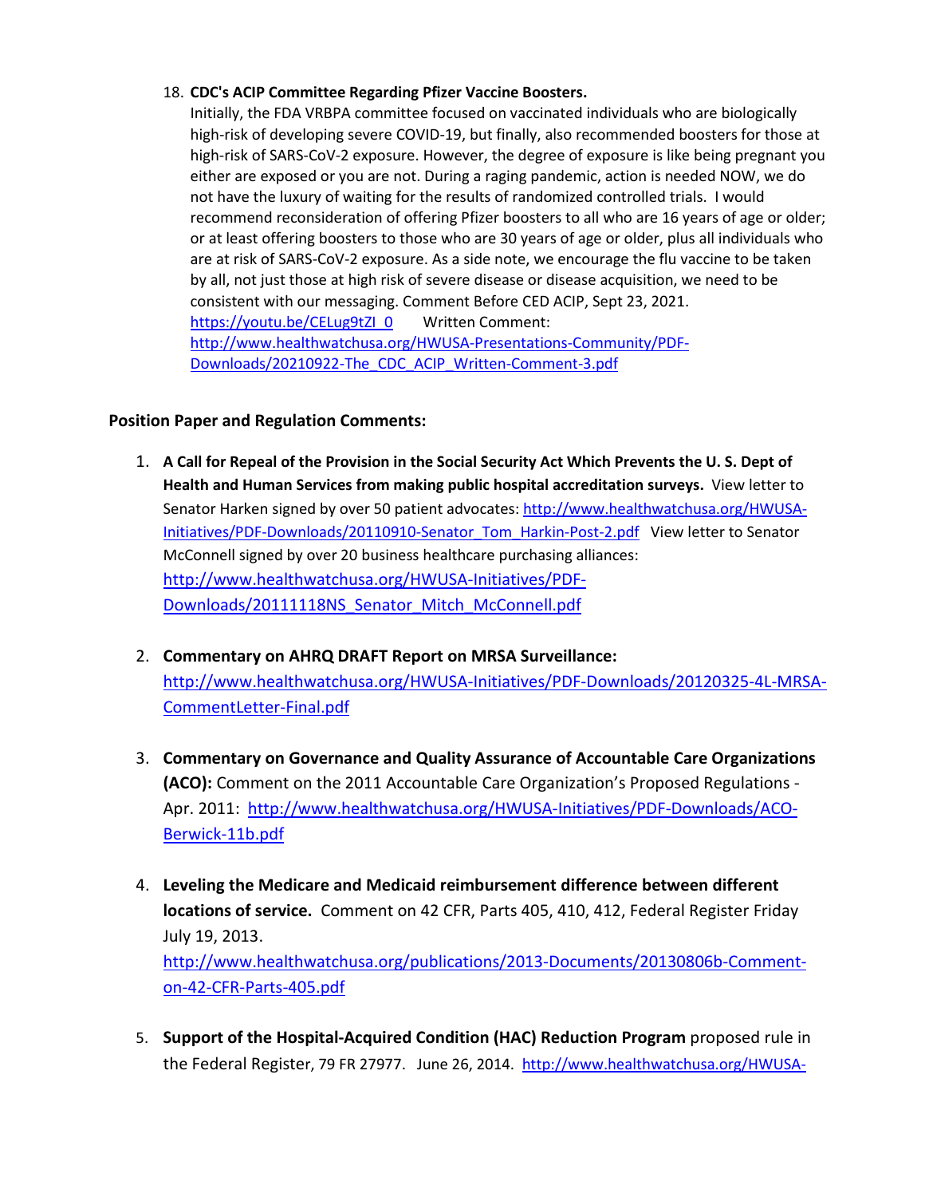18. **CDC's ACIP Committee Regarding Pfizer Vaccine Boosters.**
    Initially, the FDA VRBPA committee focused on vaccinated individuals who are biologically high-risk of developing severe COVID-19, but finally, also recommended boosters for those at high-risk of SARS-CoV-2 exposure. However, the degree of exposure is like being pregnant you either are exposed or you are not. During a raging pandemic, action is needed NOW, we do not have the luxury of waiting for the results of randomized controlled trials. I would recommend reconsideration of offering Pfizer boosters to all who are 16 years of age or older; or at least offering boosters to those who are 30 years of age or older, plus all individuals who are at risk of SARS-CoV-2 exposure. As a side note, we encourage the flu vaccine to be taken by all, not just those at high risk of severe disease or disease acquisition, we need to be consistent with our messaging. Comment Before CED ACIP, Sept 23, 2021.
    https://youtu.be/CELug9tZI_0 Written Comment:
    http://www.healthwatchusa.org/HWUSA-Presentations-Community/PDF-Downloads/20210922-The_CDC_ACIP_Written-Comment-3.pdf

**Position Paper and Regulation Comments:**

1. **A Call for Repeal of the Provision in the Social Security Act Which Prevents the U. S. Dept of Health and Human Services from making public hospital accreditation surveys.** View letter to Senator Harken signed by over 50 patient advocates: http://www.healthwatchusa.org/HWUSA-Initiatives/PDF-Downloads/20110910-Senator_Tom_Harkin-Post-2.pdf View letter to Senator McConnell signed by over 20 business healthcare purchasing alliances: http://www.healthwatchusa.org/HWUSA-Initiatives/PDF-Downloads/20111118NS_Senator_Mitch_McConnell.pdf

2. **Commentary on AHRQ DRAFT Report on MRSA Surveillance:** http://www.healthwatchusa.org/HWUSA-Initiatives/PDF-Downloads/20120325-4L-MRSA-CommentLetter-Final.pdf

3. **Commentary on Governance and Quality Assurance of Accountable Care Organizations (ACO):** Comment on the 2011 Accountable Care Organization's Proposed Regulations - Apr. 2011: http://www.healthwatchusa.org/HWUSA-Initiatives/PDF-Downloads/ACO-Berwick-11b.pdf

4. **Leveling the Medicare and Medicaid reimbursement difference between different locations of service.** Comment on 42 CFR, Parts 405, 410, 412, Federal Register Friday July 19, 2013.
   http://www.healthwatchusa.org/publications/2013-Documents/20130806b-Comment-on-42-CFR-Parts-405.pdf

5. **Support of the Hospital-Acquired Condition (HAC) Reduction Program** proposed rule in the Federal Register, 79 FR 27977. June 26, 2014. http://www.healthwatchusa.org/HWUSA-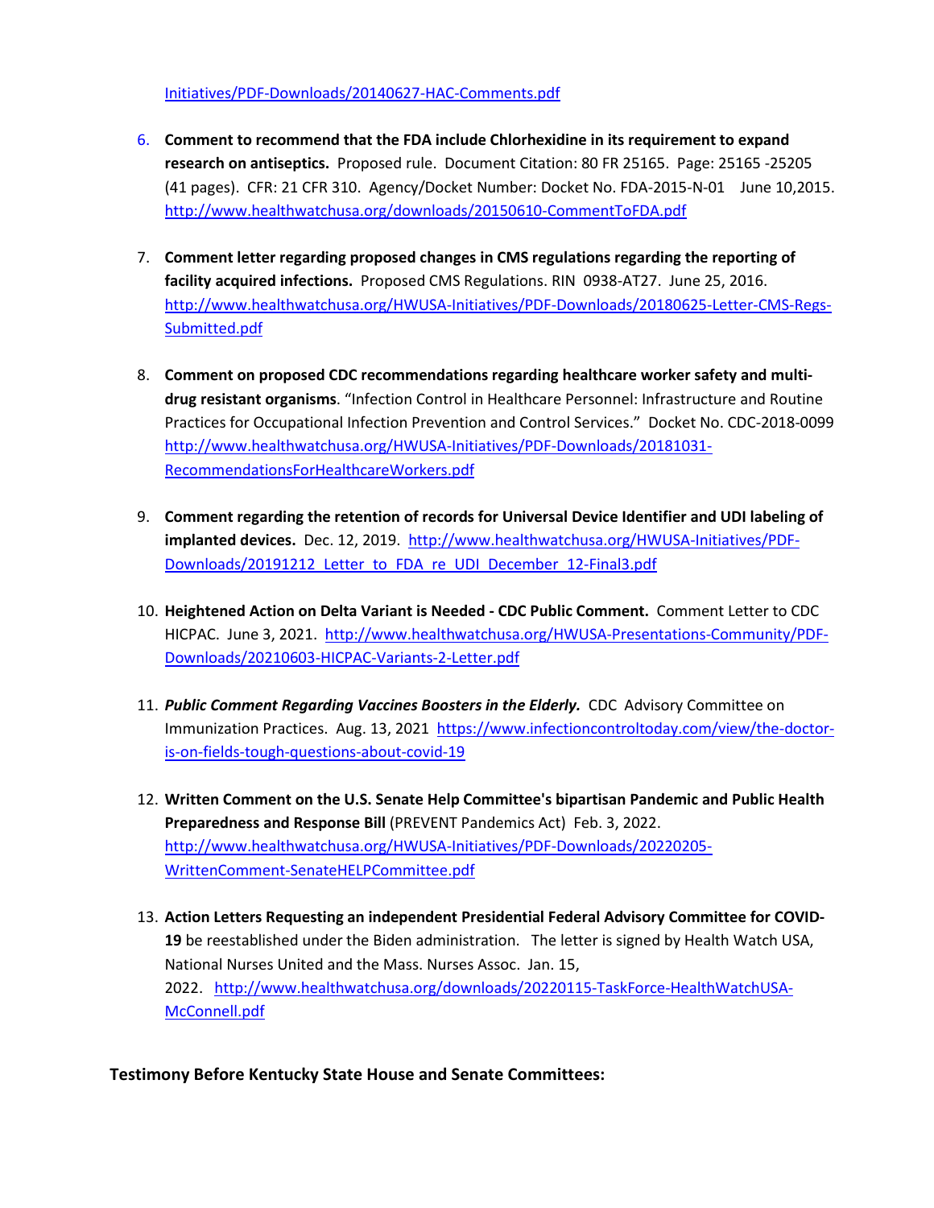Initiatives/PDF-Downloads/20140627-HAC-Comments.pdf

6. **Comment to recommend that the FDA include Chlorhexidine in its requirement to expand research on antiseptics.** Proposed rule. Document Citation: 80 FR 25165. Page: 25165 -25205 (41 pages). CFR: 21 CFR 310. Agency/Docket Number: Docket No. FDA-2015-N-01 June 10,2015. http://www.healthwatchusa.org/downloads/20150610-CommentToFDA.pdf

7. **Comment letter regarding proposed changes in CMS regulations regarding the reporting of facility acquired infections.** Proposed CMS Regulations. RIN 0938-AT27. June 25, 2016. http://www.healthwatchusa.org/HWUSA-Initiatives/PDF-Downloads/20180625-Letter-CMS-Regs-Submitted.pdf

8. **Comment on proposed CDC recommendations regarding healthcare worker safety and multi-drug resistant organisms**. "Infection Control in Healthcare Personnel: Infrastructure and Routine Practices for Occupational Infection Prevention and Control Services." Docket No. CDC-2018-0099 http://www.healthwatchusa.org/HWUSA-Initiatives/PDF-Downloads/20181031-RecommendationsForHealthcareWorkers.pdf

9. **Comment regarding the retention of records for Universal Device Identifier and UDI labeling of implanted devices.** Dec. 12, 2019. http://www.healthwatchusa.org/HWUSA-Initiatives/PDF-Downloads/20191212_Letter_to_FDA_re_UDI_December_12-Final3.pdf

10. **Heightened Action on Delta Variant is Needed - CDC Public Comment.** Comment Letter to CDC HICPAC. June 3, 2021. http://www.healthwatchusa.org/HWUSA-Presentations-Community/PDF-Downloads/20210603-HICPAC-Variants-2-Letter.pdf

11. ***Public Comment Regarding Vaccines Boosters in the Elderly.*** CDC Advisory Committee on Immunization Practices. Aug. 13, 2021 https://www.infectioncontroltoday.com/view/the-doctor-is-on-fields-tough-questions-about-covid-19

12. **Written Comment on the U.S. Senate Help Committee's bipartisan Pandemic and Public Health Preparedness and Response Bill** (PREVENT Pandemics Act) Feb. 3, 2022. http://www.healthwatchusa.org/HWUSA-Initiatives/PDF-Downloads/20220205-WrittenComment-SenateHELPCommittee.pdf

13. **Action Letters Requesting an independent Presidential Federal Advisory Committee for COVID-19** be reestablished under the Biden administration. The letter is signed by Health Watch USA, National Nurses United and the Mass. Nurses Assoc. Jan. 15, 2022. http://www.healthwatchusa.org/downloads/20220115-TaskForce-HealthWatchUSA-McConnell.pdf

**Testimony Before Kentucky State House and Senate Committees:**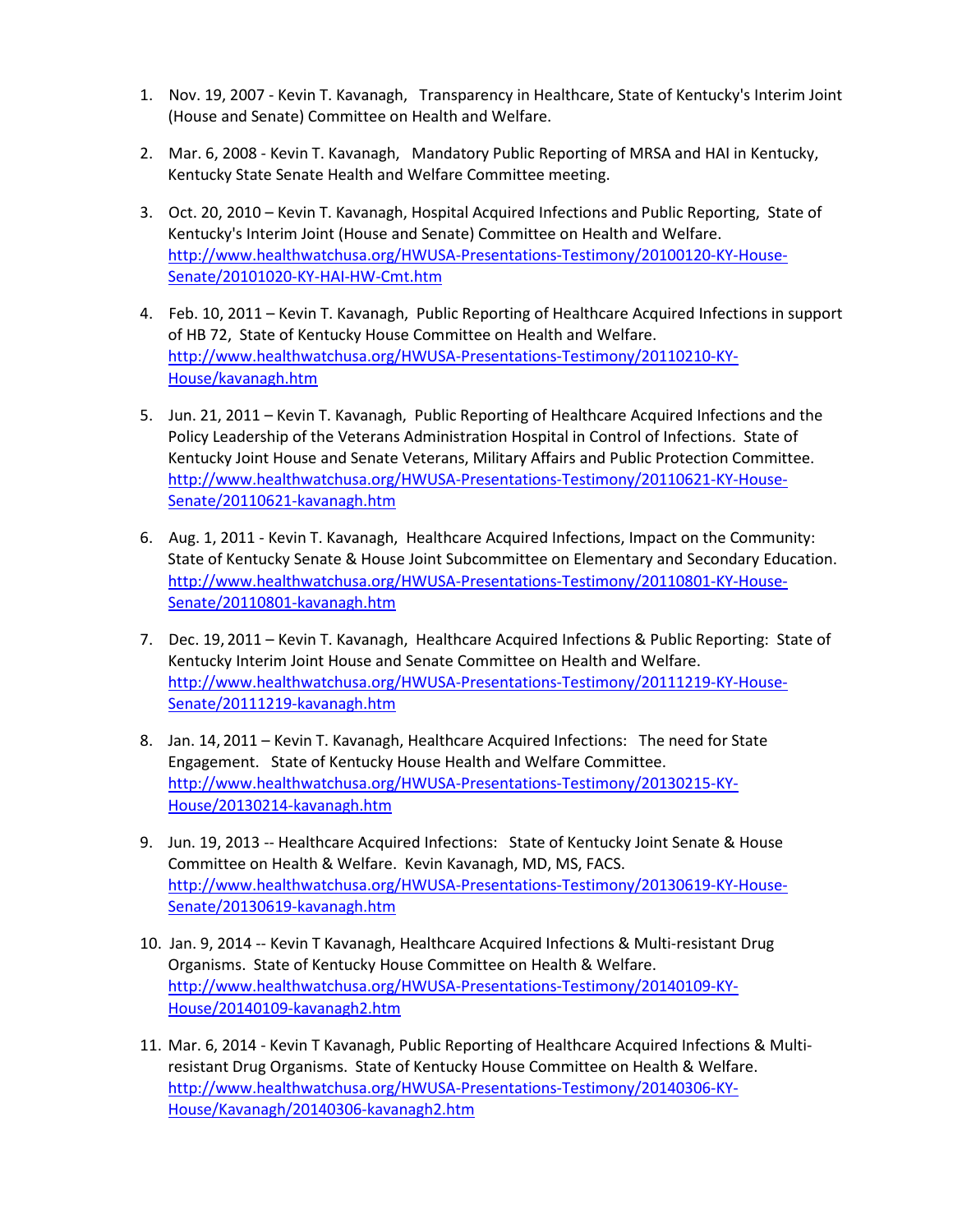1. Nov. 19, 2007 - Kevin T. Kavanagh, Transparency in Healthcare, State of Kentucky's Interim Joint (House and Senate) Committee on Health and Welfare.

2. Mar. 6, 2008 - Kevin T. Kavanagh, Mandatory Public Reporting of MRSA and HAI in Kentucky, Kentucky State Senate Health and Welfare Committee meeting.

3. Oct. 20, 2010 – Kevin T. Kavanagh, Hospital Acquired Infections and Public Reporting, State of Kentucky's Interim Joint (House and Senate) Committee on Health and Welfare. http://www.healthwatchusa.org/HWUSA-Presentations-Testimony/20100120-KY-House-Senate/20101020-KY-HAI-HW-Cmt.htm

4. Feb. 10, 2011 – Kevin T. Kavanagh, Public Reporting of Healthcare Acquired Infections in support of HB 72, State of Kentucky House Committee on Health and Welfare. http://www.healthwatchusa.org/HWUSA-Presentations-Testimony/20110210-KY-House/kavanagh.htm

5. Jun. 21, 2011 – Kevin T. Kavanagh, Public Reporting of Healthcare Acquired Infections and the Policy Leadership of the Veterans Administration Hospital in Control of Infections. State of Kentucky Joint House and Senate Veterans, Military Affairs and Public Protection Committee. http://www.healthwatchusa.org/HWUSA-Presentations-Testimony/20110621-KY-House-Senate/20110621-kavanagh.htm

6. Aug. 1, 2011 - Kevin T. Kavanagh, Healthcare Acquired Infections, Impact on the Community: State of Kentucky Senate & House Joint Subcommittee on Elementary and Secondary Education. http://www.healthwatchusa.org/HWUSA-Presentations-Testimony/20110801-KY-House-Senate/20110801-kavanagh.htm

7. Dec. 19, 2011 – Kevin T. Kavanagh, Healthcare Acquired Infections & Public Reporting: State of Kentucky Interim Joint House and Senate Committee on Health and Welfare. http://www.healthwatchusa.org/HWUSA-Presentations-Testimony/20111219-KY-House-Senate/20111219-kavanagh.htm

8. Jan. 14, 2011 – Kevin T. Kavanagh, Healthcare Acquired Infections: The need for State Engagement. State of Kentucky House Health and Welfare Committee. http://www.healthwatchusa.org/HWUSA-Presentations-Testimony/20130215-KY-House/20130214-kavanagh.htm

9. Jun. 19, 2013 -- Healthcare Acquired Infections: State of Kentucky Joint Senate & House Committee on Health & Welfare. Kevin Kavanagh, MD, MS, FACS. http://www.healthwatchusa.org/HWUSA-Presentations-Testimony/20130619-KY-House-Senate/20130619-kavanagh.htm

10. Jan. 9, 2014 -- Kevin T Kavanagh, Healthcare Acquired Infections & Multi-resistant Drug Organisms. State of Kentucky House Committee on Health & Welfare. http://www.healthwatchusa.org/HWUSA-Presentations-Testimony/20140109-KY-House/20140109-kavanagh2.htm

11. Mar. 6, 2014 - Kevin T Kavanagh, Public Reporting of Healthcare Acquired Infections & Multi-resistant Drug Organisms. State of Kentucky House Committee on Health & Welfare. http://www.healthwatchusa.org/HWUSA-Presentations-Testimony/20140306-KY-House/Kavanagh/20140306-kavanagh2.htm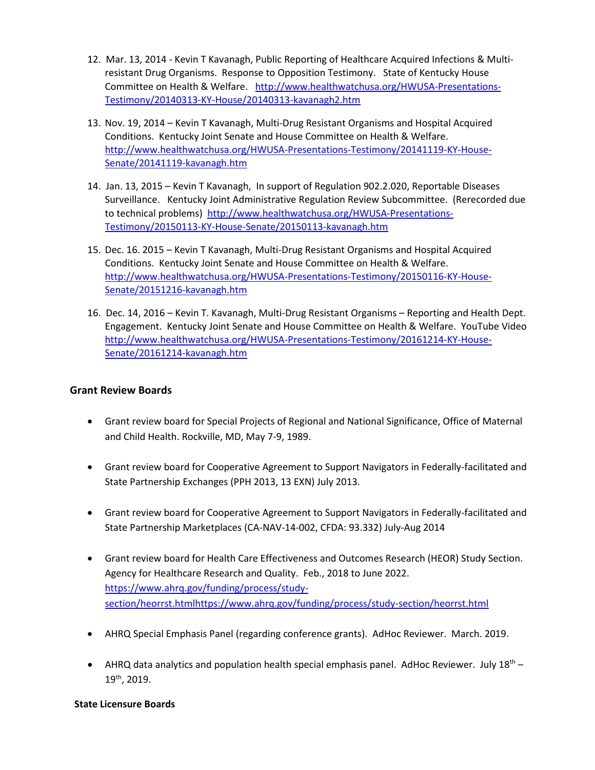12. Mar. 13, 2014 - Kevin T Kavanagh, Public Reporting of Healthcare Acquired Infections & Multi-resistant Drug Organisms. Response to Opposition Testimony. State of Kentucky House Committee on Health & Welfare. http://www.healthwatchusa.org/HWUSA-Presentations-Testimony/20140313-KY-House/20140313-kavanagh2.htm

13. Nov. 19, 2014 – Kevin T Kavanagh, Multi-Drug Resistant Organisms and Hospital Acquired Conditions. Kentucky Joint Senate and House Committee on Health & Welfare. http://www.healthwatchusa.org/HWUSA-Presentations-Testimony/20141119-KY-House-Senate/20141119-kavanagh.htm

14. Jan. 13, 2015 – Kevin T Kavanagh, In support of Regulation 902.2.020, Reportable Diseases Surveillance. Kentucky Joint Administrative Regulation Review Subcommittee. (Rerecorded due to technical problems) http://www.healthwatchusa.org/HWUSA-Presentations-Testimony/20150113-KY-House-Senate/20150113-kavanagh.htm

15. Dec. 16. 2015 – Kevin T Kavanagh, Multi-Drug Resistant Organisms and Hospital Acquired Conditions. Kentucky Joint Senate and House Committee on Health & Welfare. http://www.healthwatchusa.org/HWUSA-Presentations-Testimony/20150116-KY-House-Senate/20151216-kavanagh.htm

16. Dec. 14, 2016 – Kevin T. Kavanagh, Multi-Drug Resistant Organisms – Reporting and Health Dept. Engagement. Kentucky Joint Senate and House Committee on Health & Welfare. YouTube Video http://www.healthwatchusa.org/HWUSA-Presentations-Testimony/20161214-KY-House-Senate/20161214-kavanagh.htm

**Grant Review Boards**

- Grant review board for Special Projects of Regional and National Significance, Office of Maternal and Child Health. Rockville, MD, May 7-9, 1989.

- Grant review board for Cooperative Agreement to Support Navigators in Federally-facilitated and State Partnership Exchanges (PPH 2013, 13 EXN) July 2013.

- Grant review board for Cooperative Agreement to Support Navigators in Federally-facilitated and State Partnership Marketplaces (CA-NAV-14-002, CFDA: 93.332) July-Aug 2014

- Grant review board for Health Care Effectiveness and Outcomes Research (HEOR) Study Section. Agency for Healthcare Research and Quality. Feb., 2018 to June 2022. https://www.ahrq.gov/funding/process/study-section/heorrst.htmlhttps://www.ahrq.gov/funding/process/study-section/heorrst.html

- AHRQ Special Emphasis Panel (regarding conference grants). AdHoc Reviewer. March. 2019.

- AHRQ data analytics and population health special emphasis panel. AdHoc Reviewer. July 18th – 19th, 2019.

**State Licensure Boards**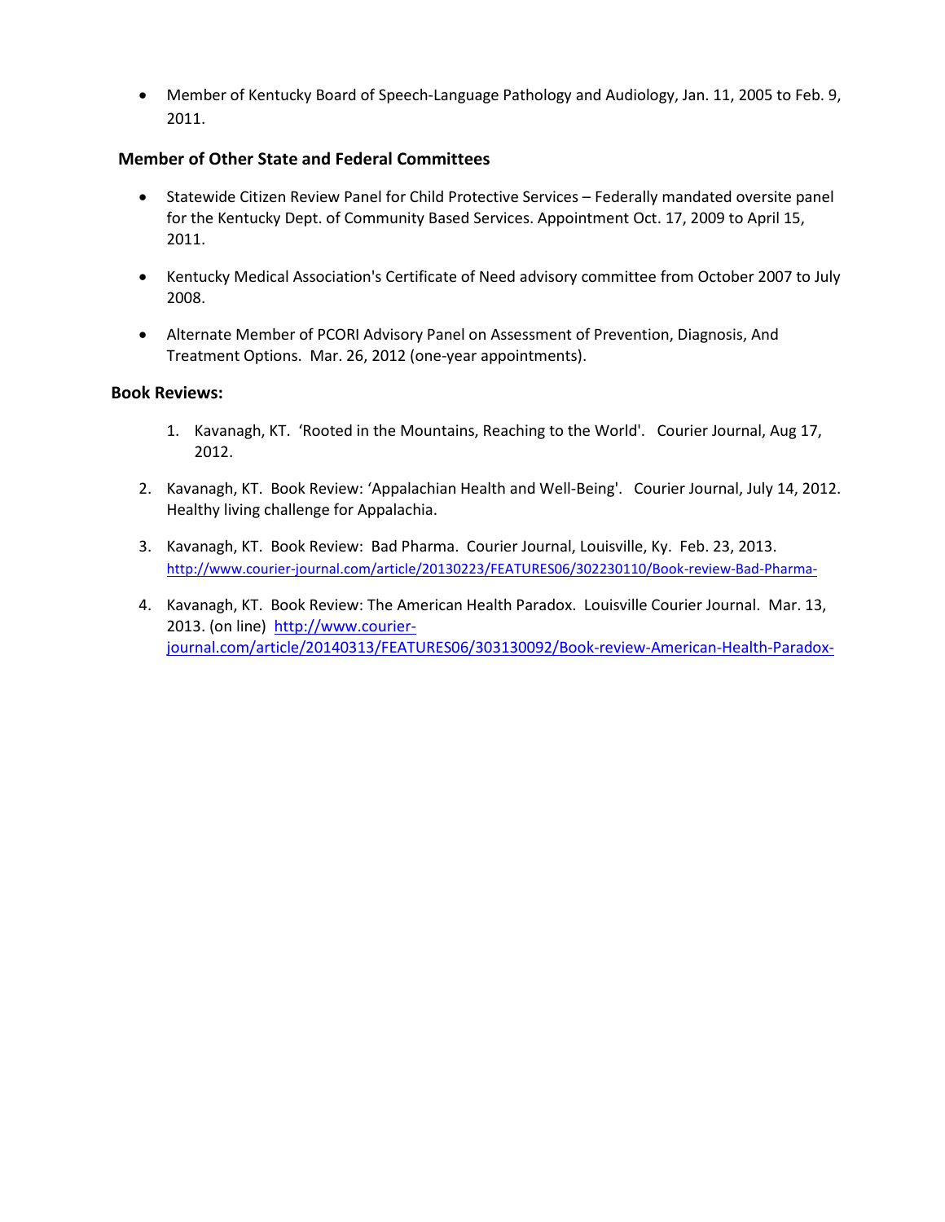- Member of Kentucky Board of Speech-Language Pathology and Audiology, Jan. 11, 2005 to Feb. 9, 2011.

**Member of Other State and Federal Committees**

- Statewide Citizen Review Panel for Child Protective Services – Federally mandated oversite panel for the Kentucky Dept. of Community Based Services. Appointment Oct. 17, 2009 to April 15, 2011.

- Kentucky Medical Association's Certificate of Need advisory committee from October 2007 to July 2008.

- Alternate Member of PCORI Advisory Panel on Assessment of Prevention, Diagnosis, And Treatment Options. Mar. 26, 2012 (one-year appointments).

**Book Reviews:**

1. Kavanagh, KT. 'Rooted in the Mountains, Reaching to the World'. Courier Journal, Aug 17, 2012.

2. Kavanagh, KT. Book Review: 'Appalachian Health and Well-Being'. Courier Journal, July 14, 2012. Healthy living challenge for Appalachia.

3. Kavanagh, KT. Book Review: Bad Pharma. Courier Journal, Louisville, Ky. Feb. 23, 2013. http://www.courier-journal.com/article/20130223/FEATURES06/302230110/Book-review-Bad-Pharma-

4. Kavanagh, KT. Book Review: The American Health Paradox. Louisville Courier Journal. Mar. 13, 2013. (on line) http://www.courier-journal.com/article/20140313/FEATURES06/303130092/Book-review-American-Health-Paradox-